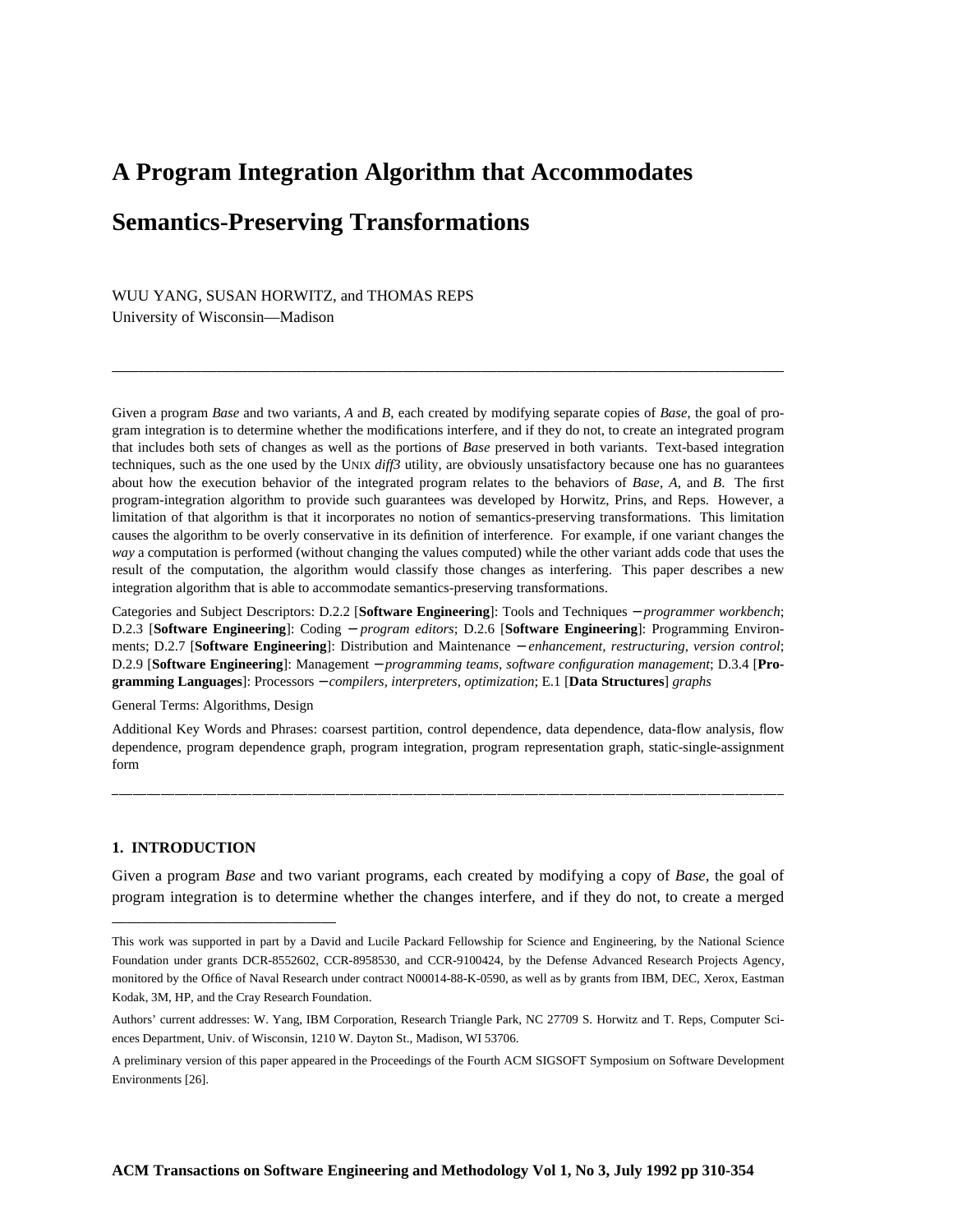# A Program Integration Algorithm that Accommodates Semantics-Preserving Transformations

WUU YANG, SUSAN HORWITZ, and THOMAS REPS
University of Wisconsin—Madison

---

Given a program *Base* and two variants, *A* and *B*, each created by modifying separate copies of *Base*, the goal of program integration is to determine whether the modifications interfere, and if they do not, to create an integrated program that includes both sets of changes as well as the portions of *Base* preserved in both variants. Text-based integration techniques, such as the one used by the UNIX *diff3* utility, are obviously unsatisfactory because one has no guarantees about how the execution behavior of the integrated program relates to the behaviors of *Base*, *A*, and *B*. The first program-integration algorithm to provide such guarantees was developed by Horwitz, Prins, and Reps. However, a limitation of that algorithm is that it incorporates no notion of semantics-preserving transformations. This limitation causes the algorithm to be overly conservative in its definition of interference. For example, if one variant changes the *way* a computation is performed (without changing the values computed) while the other variant adds code that uses the result of the computation, the algorithm would classify those changes as interfering. This paper describes a new integration algorithm that is able to accommodate semantics-preserving transformations.

Categories and Subject Descriptors: D.2.2 [**Software Engineering**]: Tools and Techniques − *programmer workbench*; D.2.3 [**Software Engineering**]: Coding − *program editors*; D.2.6 [**Software Engineering**]: Programming Environments; D.2.7 [**Software Engineering**]: Distribution and Maintenance − *enhancement, restructuring, version control*; D.2.9 [**Software Engineering**]: Management − *programming teams, software configuration management*; D.3.4 [**Programming Languages**]: Processors − *compilers, interpreters, optimization*; E.1 [**Data Structures**] *graphs*

General Terms: Algorithms, Design

Additional Key Words and Phrases: coarsest partition, control dependence, data dependence, data-flow analysis, flow dependence, program dependence graph, program integration, program representation graph, static-single-assignment form

---

## 1. INTRODUCTION

Given a program *Base* and two variant programs, each created by modifying a copy of *Base*, the goal of program integration is to determine whether the changes interfere, and if they do not, to create a merged

---

This work was supported in part by a David and Lucile Packard Fellowship for Science and Engineering, by the National Science Foundation under grants DCR-8552602, CCR-8958530, and CCR-9100424, by the Defense Advanced Research Projects Agency, monitored by the Office of Naval Research under contract N00014-88-K-0590, as well as by grants from IBM, DEC, Xerox, Eastman Kodak, 3M, HP, and the Cray Research Foundation.

Authors' current addresses: W. Yang, IBM Corporation, Research Triangle Park, NC 27709 S. Horwitz and T. Reps, Computer Sciences Department, Univ. of Wisconsin, 1210 W. Dayton St., Madison, WI 53706.

A preliminary version of this paper appeared in the Proceedings of the Fourth ACM SIGSOFT Symposium on Software Development Environments [26].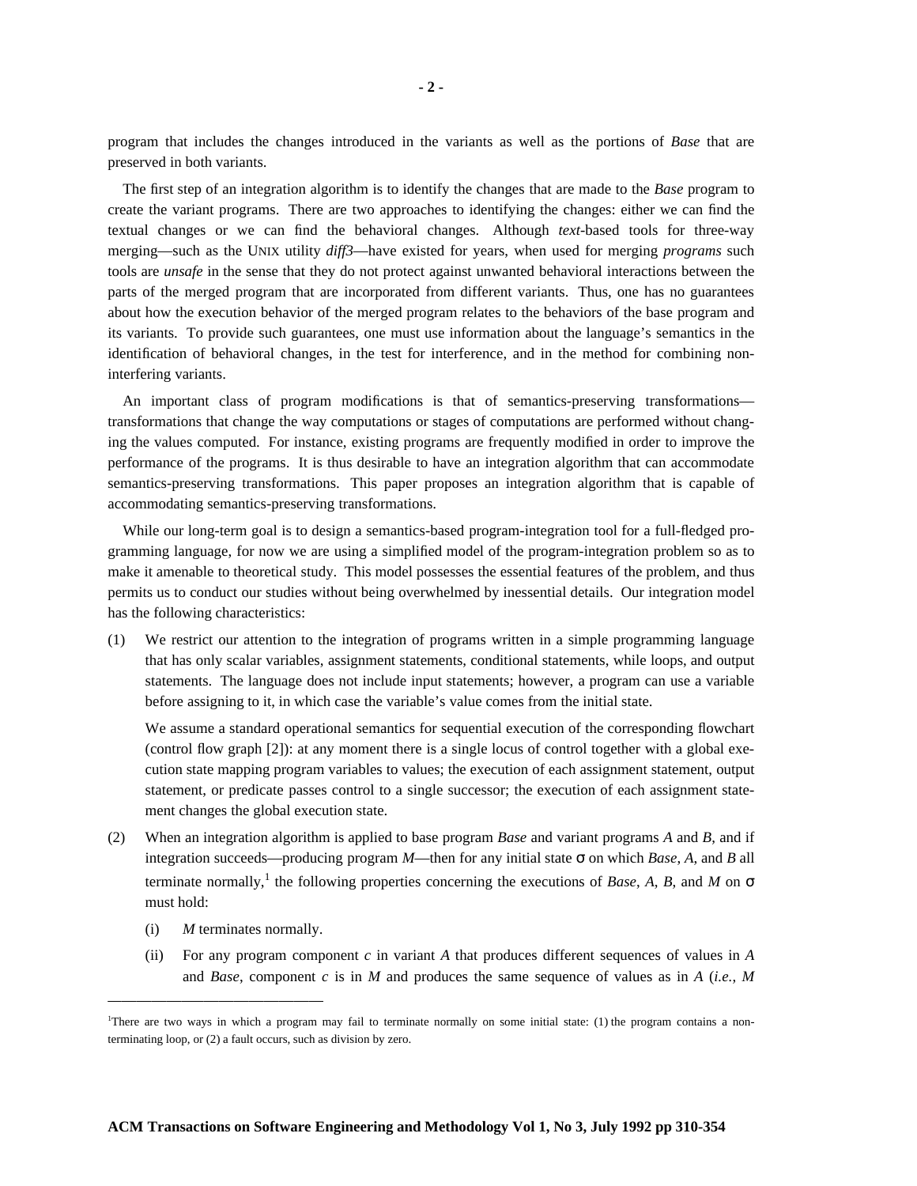program that includes the changes introduced in the variants as well as the portions of *Base* that are preserved in both variants.

The first step of an integration algorithm is to identify the changes that are made to the *Base* program to create the variant programs. There are two approaches to identifying the changes: either we can find the textual changes or we can find the behavioral changes. Although *text*-based tools for three-way merging—such as the UNIX utility *diff3*—have existed for years, when used for merging *programs* such tools are *unsafe* in the sense that they do not protect against unwanted behavioral interactions between the parts of the merged program that are incorporated from different variants. Thus, one has no guarantees about how the execution behavior of the merged program relates to the behaviors of the base program and its variants. To provide such guarantees, one must use information about the language's semantics in the identification of behavioral changes, in the test for interference, and in the method for combining non-interfering variants.

An important class of program modifications is that of semantics-preserving transformations—transformations that change the way computations or stages of computations are performed without changing the values computed. For instance, existing programs are frequently modified in order to improve the performance of the programs. It is thus desirable to have an integration algorithm that can accommodate semantics-preserving transformations. This paper proposes an integration algorithm that is capable of accommodating semantics-preserving transformations.

While our long-term goal is to design a semantics-based program-integration tool for a full-fledged programming language, for now we are using a simplified model of the program-integration problem so as to make it amenable to theoretical study. This model possesses the essential features of the problem, and thus permits us to conduct our studies without being overwhelmed by inessential details. Our integration model has the following characteristics:

(1) We restrict our attention to the integration of programs written in a simple programming language that has only scalar variables, assignment statements, conditional statements, while loops, and output statements. The language does not include input statements; however, a program can use a variable before assigning to it, in which case the variable's value comes from the initial state.

    We assume a standard operational semantics for sequential execution of the corresponding flowchart (control flow graph [2]): at any moment there is a single locus of control together with a global execution state mapping program variables to values; the execution of each assignment statement, output statement, or predicate passes control to a single successor; the execution of each assignment statement changes the global execution state.

(2) When an integration algorithm is applied to base program *Base* and variant programs *A* and *B*, and if integration succeeds—producing program *M*—then for any initial state $\sigma$ on which *Base*, *A*, and *B* all terminate normally,[1] the following properties concerning the executions of *Base*, *A*, *B*, and *M* on $\sigma$ must hold:

    (i) *M* terminates normally.

    (ii) For any program component *c* in variant *A* that produces different sequences of values in *A* and *Base*, component *c* is in *M* and produces the same sequence of values as in *A* (*i.e.*, *M*

---

[1] There are two ways in which a program may fail to terminate normally on some initial state: (1) the program contains a non-terminating loop, or (2) a fault occurs, such as division by zero.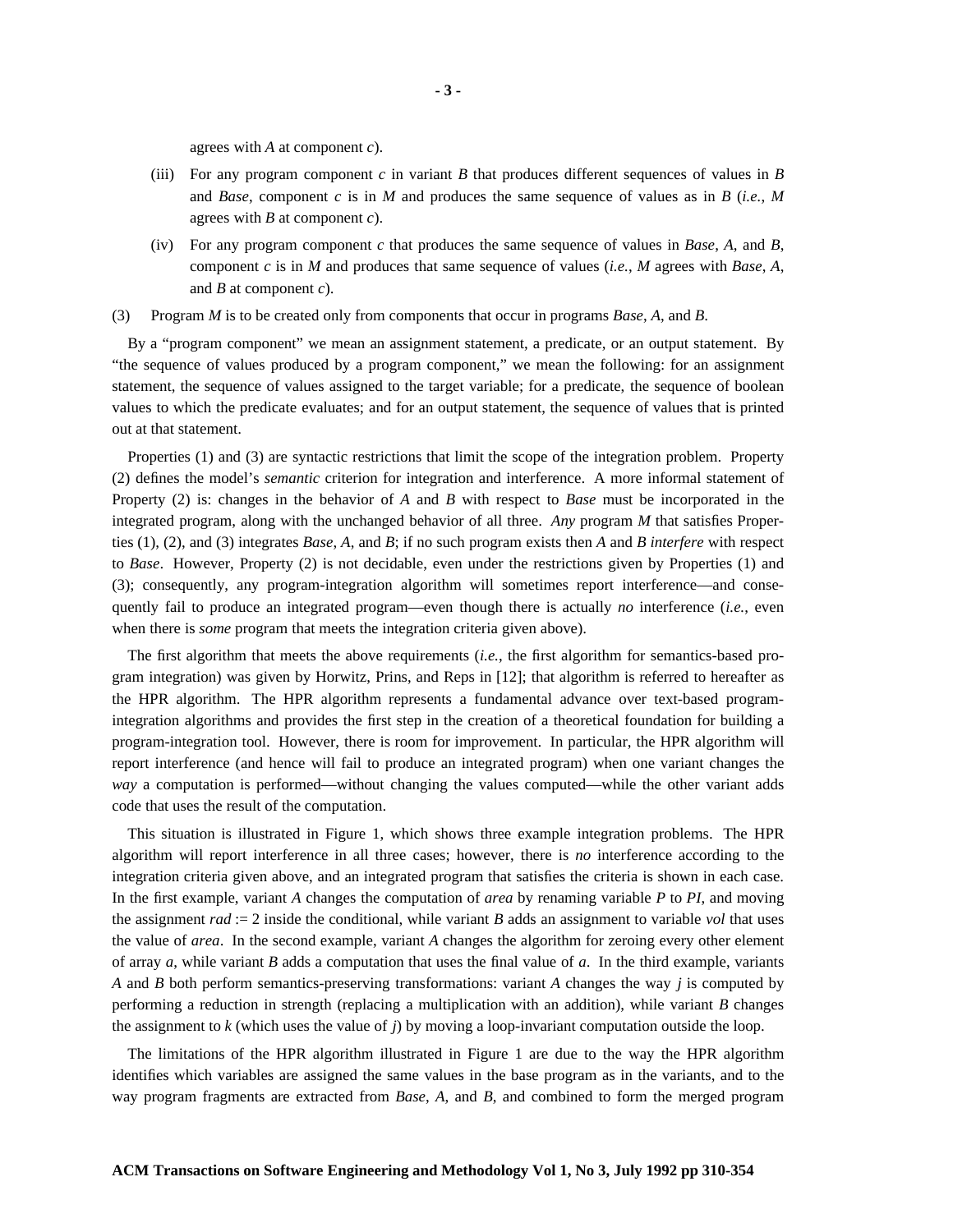agrees with *A* at component *c*).

(iii) For any program component *c* in variant *B* that produces different sequences of values in *B* and *Base*, component *c* is in *M* and produces the same sequence of values as in *B* (*i.e.*, *M* agrees with *B* at component *c*).

(iv) For any program component *c* that produces the same sequence of values in *Base*, *A*, and *B*, component *c* is in *M* and produces that same sequence of values (*i.e.*, *M* agrees with *Base*, *A*, and *B* at component *c*).

(3) Program *M* is to be created only from components that occur in programs *Base*, *A*, and *B*.

By a "program component" we mean an assignment statement, a predicate, or an output statement. By "the sequence of values produced by a program component," we mean the following: for an assignment statement, the sequence of values assigned to the target variable; for a predicate, the sequence of boolean values to which the predicate evaluates; and for an output statement, the sequence of values that is printed out at that statement.

Properties (1) and (3) are syntactic restrictions that limit the scope of the integration problem. Property (2) defines the model's *semantic* criterion for integration and interference. A more informal statement of Property (2) is: changes in the behavior of *A* and *B* with respect to *Base* must be incorporated in the integrated program, along with the unchanged behavior of all three. *Any* program *M* that satisfies Properties (1), (2), and (3) integrates *Base*, *A*, and *B*; if no such program exists then *A* and *B interfere* with respect to *Base*. However, Property (2) is not decidable, even under the restrictions given by Properties (1) and (3); consequently, any program-integration algorithm will sometimes report interference—and consequently fail to produce an integrated program—even though there is actually *no* interference (*i.e.*, even when there is *some* program that meets the integration criteria given above).

The first algorithm that meets the above requirements (*i.e.*, the first algorithm for semantics-based program integration) was given by Horwitz, Prins, and Reps in [12]; that algorithm is referred to hereafter as the HPR algorithm. The HPR algorithm represents a fundamental advance over text-based program-integration algorithms and provides the first step in the creation of a theoretical foundation for building a program-integration tool. However, there is room for improvement. In particular, the HPR algorithm will report interference (and hence will fail to produce an integrated program) when one variant changes the *way* a computation is performed—without changing the values computed—while the other variant adds code that uses the result of the computation.

This situation is illustrated in Figure 1, which shows three example integration problems. The HPR algorithm will report interference in all three cases; however, there is *no* interference according to the integration criteria given above, and an integrated program that satisfies the criteria is shown in each case. In the first example, variant *A* changes the computation of *area* by renaming variable *P* to *PI*, and moving the assignment *rad* := 2 inside the conditional, while variant *B* adds an assignment to variable *vol* that uses the value of *area*. In the second example, variant *A* changes the algorithm for zeroing every other element of array *a*, while variant *B* adds a computation that uses the final value of *a*. In the third example, variants *A* and *B* both perform semantics-preserving transformations: variant *A* changes the way *j* is computed by performing a reduction in strength (replacing a multiplication with an addition), while variant *B* changes the assignment to *k* (which uses the value of *j*) by moving a loop-invariant computation outside the loop.

The limitations of the HPR algorithm illustrated in Figure 1 are due to the way the HPR algorithm identifies which variables are assigned the same values in the base program as in the variants, and to the way program fragments are extracted from *Base*, *A*, and *B*, and combined to form the merged program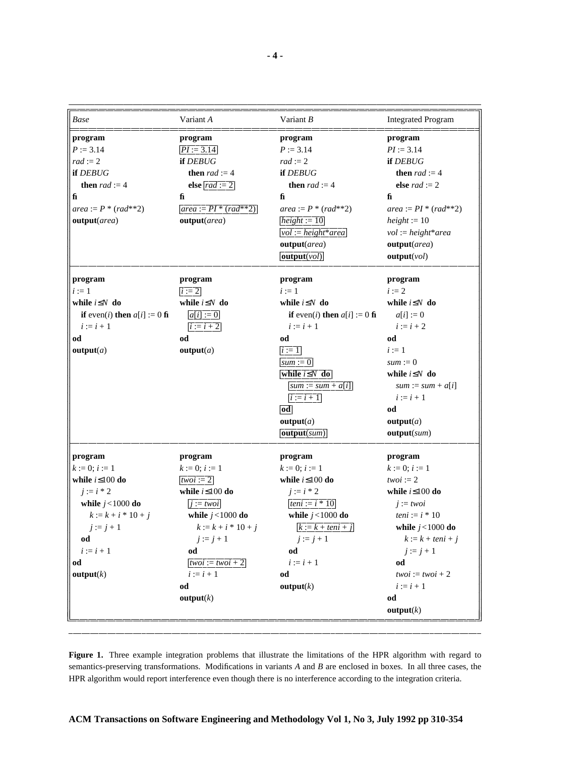| *Base* | Variant *A* | Variant *B* | Integrated Program |
|---|---|---|---|
| **program**<br>$P := 3.14$<br>$rad := 2$<br>**if** *DEBUG*<br>&nbsp;&nbsp;&nbsp;**then** $rad := 4$<br>**fi**<br>$area := P * (rad{**}2)$<br>**output**(*area*) | **program**<br>[$PI := 3.14$]<br>**if** *DEBUG*<br>&nbsp;&nbsp;&nbsp;**then** $rad := 4$<br>&nbsp;&nbsp;&nbsp;**else** [$rad := 2$]<br>**fi**<br>[$area := PI * (rad{**}2)$]<br>**output**(*area*) | **program**<br>$P := 3.14$<br>$rad := 2$<br>**if** *DEBUG*<br>&nbsp;&nbsp;&nbsp;**then** $rad := 4$<br>**fi**<br>$area := P * (rad{**}2)$<br>[$height := 10$]<br>[$vol := height * area$]<br>**output**(*area*)<br>[**output**(*vol*)] | **program**<br>$PI := 3.14$<br>**if** *DEBUG*<br>&nbsp;&nbsp;&nbsp;**then** $rad := 4$<br>&nbsp;&nbsp;&nbsp;**else** $rad := 2$<br>**fi**<br>$area := PI * (rad{**}2)$<br>$height := 10$<br>$vol := height * area$<br>**output**(*area*)<br>**output**(*vol*) |
| **program**<br>$i := 1$<br>**while** $i \leq N$ **do**<br>&nbsp;&nbsp;&nbsp;**if** even($i$) **then** $a[i] := 0$ **fi**<br>&nbsp;&nbsp;&nbsp;$i := i + 1$<br>**od**<br>**output**($a$) | **program**<br>[$i := 2$]<br>**while** $i \leq N$ **do**<br>&nbsp;&nbsp;&nbsp;[$a[i] := 0$]<br>&nbsp;&nbsp;&nbsp;[$i := i + 2$]<br>**od**<br>**output**($a$) | **program**<br>$i := 1$<br>**while** $i \leq N$ **do**<br>&nbsp;&nbsp;&nbsp;**if** even($i$) **then** $a[i] := 0$ **fi**<br>&nbsp;&nbsp;&nbsp;$i := i + 1$<br>**od**<br>[$i := 1$]<br>[$sum := 0$]<br>[**while** $i \leq N$ **do**]<br>&nbsp;&nbsp;&nbsp;[$sum := sum + a[i]$]<br>&nbsp;&nbsp;&nbsp;[$i := i + 1$]<br>[**od**]<br>**output**($a$)<br>[**output**(*sum*)] | **program**<br>$i := 2$<br>**while** $i \leq N$ **do**<br>&nbsp;&nbsp;&nbsp;$a[i] := 0$<br>&nbsp;&nbsp;&nbsp;$i := i + 2$<br>**od**<br>$i := 1$<br>$sum := 0$<br>**while** $i \leq N$ **do**<br>&nbsp;&nbsp;&nbsp;$sum := sum + a[i]$<br>&nbsp;&nbsp;&nbsp;$i := i + 1$<br>**od**<br>**output**($a$)<br>**output**(*sum*) |
| **program**<br>$k := 0$; $i := 1$<br>**while** $i \leq 100$ **do**<br>&nbsp;&nbsp;&nbsp;$j := i * 2$<br>&nbsp;&nbsp;&nbsp;**while** $j < 1000$ **do**<br>&nbsp;&nbsp;&nbsp;&nbsp;&nbsp;&nbsp;$k := k + i * 10 + j$<br>&nbsp;&nbsp;&nbsp;&nbsp;&nbsp;&nbsp;$j := j + 1$<br>&nbsp;&nbsp;&nbsp;**od**<br>&nbsp;&nbsp;&nbsp;$i := i + 1$<br>**od**<br>**output**($k$) | **program**<br>$k := 0$; $i := 1$<br>[$twoi := 2$]<br>**while** $i \leq 100$ **do**<br>&nbsp;&nbsp;&nbsp;[$j := twoi$]<br>&nbsp;&nbsp;&nbsp;**while** $j < 1000$ **do**<br>&nbsp;&nbsp;&nbsp;&nbsp;&nbsp;&nbsp;$k := k + i * 10 + j$<br>&nbsp;&nbsp;&nbsp;&nbsp;&nbsp;&nbsp;$j := j + 1$<br>&nbsp;&nbsp;&nbsp;**od**<br>&nbsp;&nbsp;&nbsp;[$twoi := twoi + 2$]<br>&nbsp;&nbsp;&nbsp;$i := i + 1$<br>**od**<br>**output**($k$) | **program**<br>$k := 0$; $i := 1$<br>**while** $i \leq 100$ **do**<br>&nbsp;&nbsp;&nbsp;$j := i * 2$<br>&nbsp;&nbsp;&nbsp;[$teni := i * 10$]<br>&nbsp;&nbsp;&nbsp;**while** $j < 1000$ **do**<br>&nbsp;&nbsp;&nbsp;&nbsp;&nbsp;&nbsp;[$k := k + teni + j$]<br>&nbsp;&nbsp;&nbsp;&nbsp;&nbsp;&nbsp;$j := j + 1$<br>&nbsp;&nbsp;&nbsp;**od**<br>&nbsp;&nbsp;&nbsp;$i := i + 1$<br>**od**<br>**output**($k$) | **program**<br>$k := 0$; $i := 1$<br>$twoi := 2$<br>**while** $i \leq 100$ **do**<br>&nbsp;&nbsp;&nbsp;$j := twoi$<br>&nbsp;&nbsp;&nbsp;$teni := i * 10$<br>&nbsp;&nbsp;&nbsp;**while** $j < 1000$ **do**<br>&nbsp;&nbsp;&nbsp;&nbsp;&nbsp;&nbsp;$k := k + teni + j$<br>&nbsp;&nbsp;&nbsp;&nbsp;&nbsp;&nbsp;$j := j + 1$<br>&nbsp;&nbsp;&nbsp;**od**<br>&nbsp;&nbsp;&nbsp;$twoi := twoi + 2$<br>&nbsp;&nbsp;&nbsp;$i := i + 1$<br>**od**<br>**output**($k$) |

**Figure 1.** Three example integration problems that illustrate the limitations of the HPR algorithm with regard to semantics-preserving transformations. Modifications in variants *A* and *B* are enclosed in boxes. In all three cases, the HPR algorithm would report interference even though there is no interference according to the integration criteria.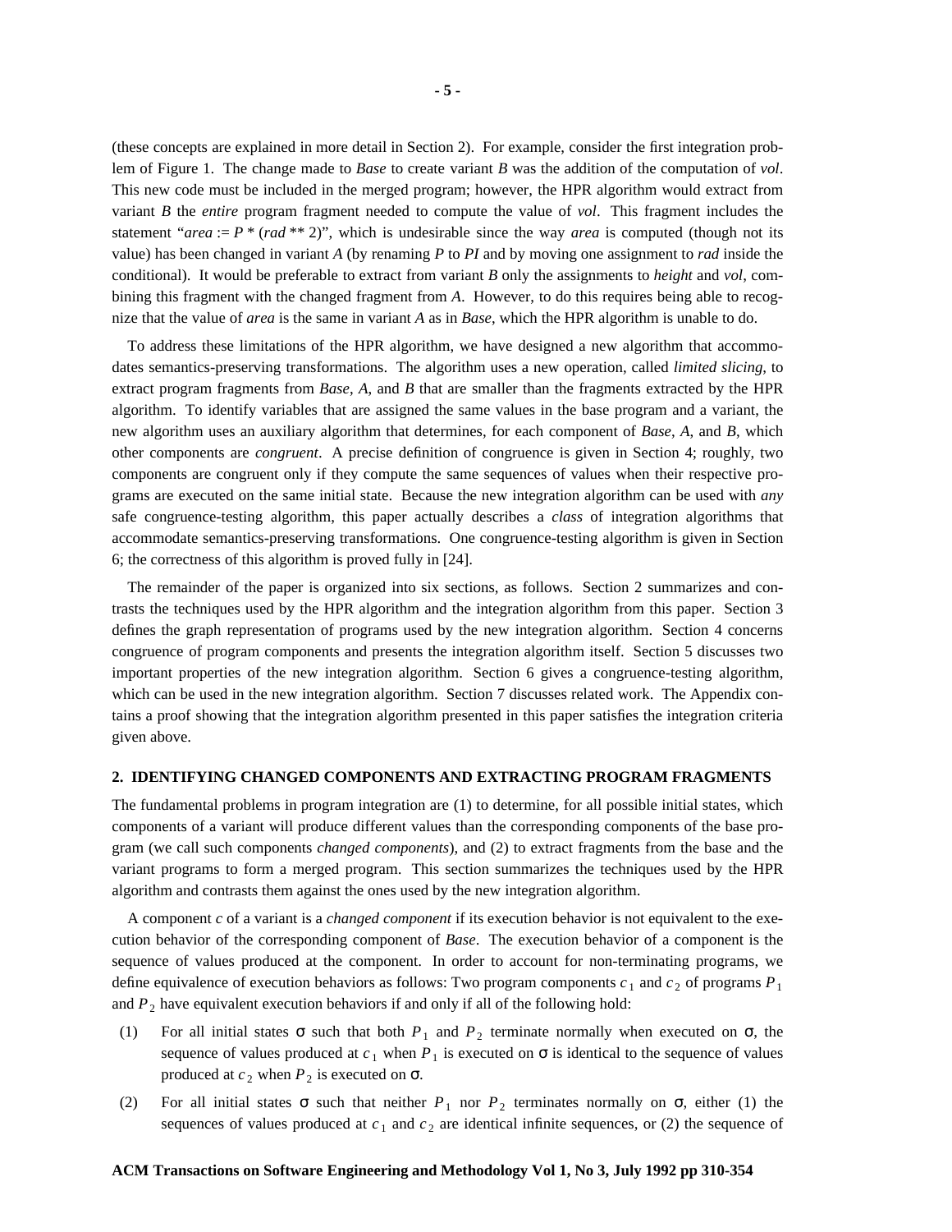(these concepts are explained in more detail in Section 2). For example, consider the first integration problem of Figure 1. The change made to *Base* to create variant *B* was the addition of the computation of *vol*. This new code must be included in the merged program; however, the HPR algorithm would extract from variant *B* the *entire* program fragment needed to compute the value of *vol*. This fragment includes the statement "*area* := *P* * (*rad* ** 2)", which is undesirable since the way *area* is computed (though not its value) has been changed in variant *A* (by renaming *P* to *PI* and by moving one assignment to *rad* inside the conditional). It would be preferable to extract from variant *B* only the assignments to *height* and *vol*, combining this fragment with the changed fragment from *A*. However, to do this requires being able to recognize that the value of *area* is the same in variant *A* as in *Base*, which the HPR algorithm is unable to do.

To address these limitations of the HPR algorithm, we have designed a new algorithm that accommodates semantics-preserving transformations. The algorithm uses a new operation, called *limited slicing*, to extract program fragments from *Base*, *A*, and *B* that are smaller than the fragments extracted by the HPR algorithm. To identify variables that are assigned the same values in the base program and a variant, the new algorithm uses an auxiliary algorithm that determines, for each component of *Base*, *A*, and *B*, which other components are *congruent*. A precise definition of congruence is given in Section 4; roughly, two components are congruent only if they compute the same sequences of values when their respective programs are executed on the same initial state. Because the new integration algorithm can be used with *any* safe congruence-testing algorithm, this paper actually describes a *class* of integration algorithms that accommodate semantics-preserving transformations. One congruence-testing algorithm is given in Section 6; the correctness of this algorithm is proved fully in [24].

The remainder of the paper is organized into six sections, as follows. Section 2 summarizes and contrasts the techniques used by the HPR algorithm and the integration algorithm from this paper. Section 3 defines the graph representation of programs used by the new integration algorithm. Section 4 concerns congruence of program components and presents the integration algorithm itself. Section 5 discusses two important properties of the new integration algorithm. Section 6 gives a congruence-testing algorithm, which can be used in the new integration algorithm. Section 7 discusses related work. The Appendix contains a proof showing that the integration algorithm presented in this paper satisfies the integration criteria given above.

## 2. IDENTIFYING CHANGED COMPONENTS AND EXTRACTING PROGRAM FRAGMENTS

The fundamental problems in program integration are (1) to determine, for all possible initial states, which components of a variant will produce different values than the corresponding components of the base program (we call such components *changed components*), and (2) to extract fragments from the base and the variant programs to form a merged program. This section summarizes the techniques used by the HPR algorithm and contrasts them against the ones used by the new integration algorithm.

A component *c* of a variant is a *changed component* if its execution behavior is not equivalent to the execution behavior of the corresponding component of *Base*. The execution behavior of a component is the sequence of values produced at the component. In order to account for non-terminating programs, we define equivalence of execution behaviors as follows: Two program components $c_1$ and $c_2$ of programs $P_1$ and $P_2$ have equivalent execution behaviors if and only if all of the following hold:

(1) For all initial states $\sigma$ such that both $P_1$ and $P_2$ terminate normally when executed on $\sigma$, the sequence of values produced at $c_1$ when $P_1$ is executed on $\sigma$ is identical to the sequence of values produced at $c_2$ when $P_2$ is executed on $\sigma$.

(2) For all initial states $\sigma$ such that neither $P_1$ nor $P_2$ terminates normally on $\sigma$, either (1) the sequences of values produced at $c_1$ and $c_2$ are identical infinite sequences, or (2) the sequence of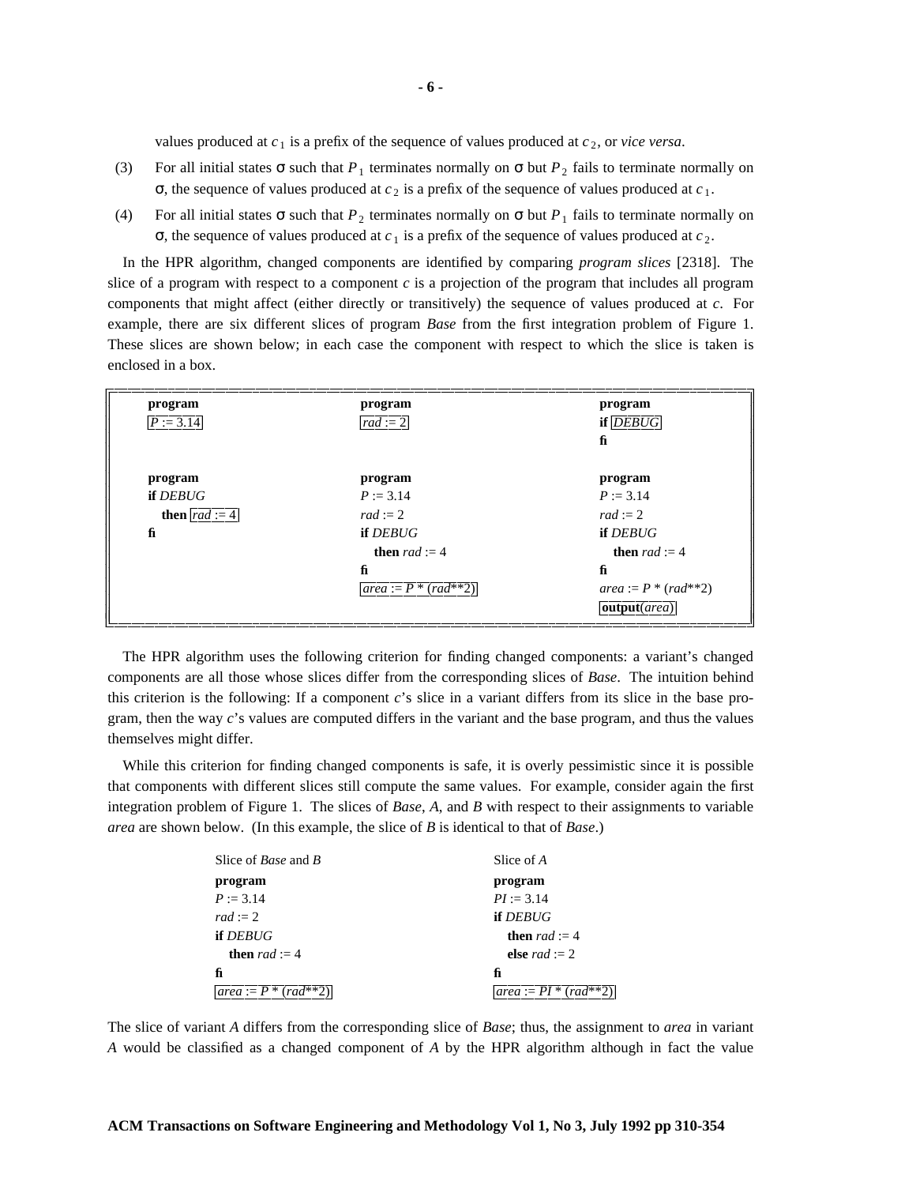values produced at $c_1$ is a prefix of the sequence of values produced at $c_2$, or *vice versa*.

(3) For all initial states σ such that $P_1$ terminates normally on σ but $P_2$ fails to terminate normally on σ, the sequence of values produced at $c_2$ is a prefix of the sequence of values produced at $c_1$.

(4) For all initial states σ such that $P_2$ terminates normally on σ but $P_1$ fails to terminate normally on σ, the sequence of values produced at $c_1$ is a prefix of the sequence of values produced at $c_2$.

In the HPR algorithm, changed components are identified by comparing *program slices* [23,18]. The slice of a program with respect to a component *c* is a projection of the program that includes all program components that might affect (either directly or transitively) the sequence of values produced at *c*. For example, there are six different slices of program *Base* from the first integration problem of Figure 1. These slices are shown below; in each case the component with respect to which the slice is taken is enclosed in a box.

```
program              program              program
[P := 3.14]          [rad := 2]           if [DEBUG]
                                          fi

program              program              program
if DEBUG             P := 3.14            P := 3.14
   then [rad := 4]   rad := 2             rad := 2
fi                   if DEBUG             if DEBUG
                        then rad := 4        then rad := 4
                     fi                   fi
                     [area := P * (rad**2)]   area := P * (rad**2)
                                          [output(area)]
```

The HPR algorithm uses the following criterion for finding changed components: a variant's changed components are all those whose slices differ from the corresponding slices of *Base*. The intuition behind this criterion is the following: If a component *c*'s slice in a variant differs from its slice in the base program, then the way *c*'s values are computed differs in the variant and the base program, and thus the values themselves might differ.

While this criterion for finding changed components is safe, it is overly pessimistic since it is possible that components with different slices still compute the same values. For example, consider again the first integration problem of Figure 1. The slices of *Base*, *A*, and *B* with respect to their assignments to variable *area* are shown below. (In this example, the slice of *B* is identical to that of *Base*.)

```
Slice of Base and B          Slice of A
program                      program
P := 3.14                    PI := 3.14
rad := 2                     if DEBUG
if DEBUG                        then rad := 4
   then rad := 4                else rad := 2
fi                           fi
[area := P * (rad**2)]       [area := PI * (rad**2)]
```

The slice of variant *A* differs from the corresponding slice of *Base*; thus, the assignment to *area* in variant *A* would be classified as a changed component of *A* by the HPR algorithm although in fact the value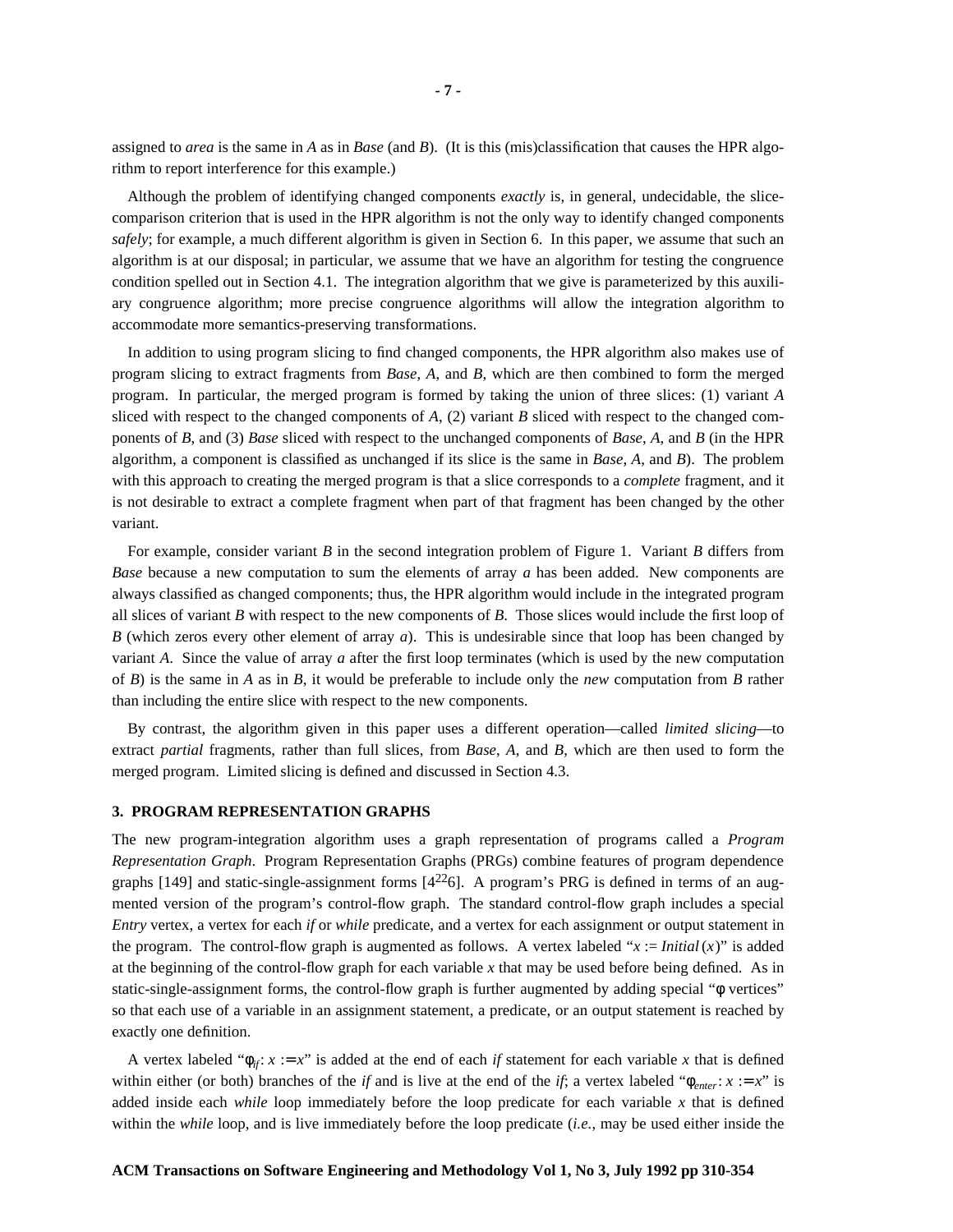assigned to *area* is the same in *A* as in *Base* (and *B*). (It is this (mis)classification that causes the HPR algorithm to report interference for this example.)

Although the problem of identifying changed components *exactly* is, in general, undecidable, the slice-comparison criterion that is used in the HPR algorithm is not the only way to identify changed components *safely*; for example, a much different algorithm is given in Section 6. In this paper, we assume that such an algorithm is at our disposal; in particular, we assume that we have an algorithm for testing the congruence condition spelled out in Section 4.1. The integration algorithm that we give is parameterized by this auxiliary congruence algorithm; more precise congruence algorithms will allow the integration algorithm to accommodate more semantics-preserving transformations.

In addition to using program slicing to find changed components, the HPR algorithm also makes use of program slicing to extract fragments from *Base*, *A*, and *B*, which are then combined to form the merged program. In particular, the merged program is formed by taking the union of three slices: (1) variant *A* sliced with respect to the changed components of *A*, (2) variant *B* sliced with respect to the changed components of *B*, and (3) *Base* sliced with respect to the unchanged components of *Base*, *A*, and *B* (in the HPR algorithm, a component is classified as unchanged if its slice is the same in *Base*, *A*, and *B*). The problem with this approach to creating the merged program is that a slice corresponds to a *complete* fragment, and it is not desirable to extract a complete fragment when part of that fragment has been changed by the other variant.

For example, consider variant *B* in the second integration problem of Figure 1. Variant *B* differs from *Base* because a new computation to sum the elements of array *a* has been added. New components are always classified as changed components; thus, the HPR algorithm would include in the integrated program all slices of variant *B* with respect to the new components of *B*. Those slices would include the first loop of *B* (which zeros every other element of array *a*). This is undesirable since that loop has been changed by variant *A*. Since the value of array *a* after the first loop terminates (which is used by the new computation of *B*) is the same in *A* as in *B*, it would be preferable to include only the *new* computation from *B* rather than including the entire slice with respect to the new components.

By contrast, the algorithm given in this paper uses a different operation—called *limited slicing*—to extract *partial* fragments, rather than full slices, from *Base*, *A*, and *B*, which are then used to form the merged program. Limited slicing is defined and discussed in Section 4.3.

## 3. PROGRAM REPRESENTATION GRAPHS

The new program-integration algorithm uses a graph representation of programs called a *Program Representation Graph*. Program Representation Graphs (PRGs) combine features of program dependence graphs [149] and static-single-assignment forms [4226]. A program's PRG is defined in terms of an augmented version of the program's control-flow graph. The standard control-flow graph includes a special *Entry* vertex, a vertex for each *if* or *while* predicate, and a vertex for each assignment or output statement in the program. The control-flow graph is augmented as follows. A vertex labeled "$x := Initial(x)$" is added at the beginning of the control-flow graph for each variable *x* that may be used before being defined. As in static-single-assignment forms, the control-flow graph is further augmented by adding special "φ vertices" so that each use of a variable in an assignment statement, a predicate, or an output statement is reached by exactly one definition.

A vertex labeled "$\phi_{if}$: $x := x$" is added at the end of each *if* statement for each variable *x* that is defined within either (or both) branches of the *if* and is live at the end of the *if*; a vertex labeled "$\phi_{enter}$: $x := x$" is added inside each *while* loop immediately before the loop predicate for each variable *x* that is defined within the *while* loop, and is live immediately before the loop predicate (*i.e.*, may be used either inside the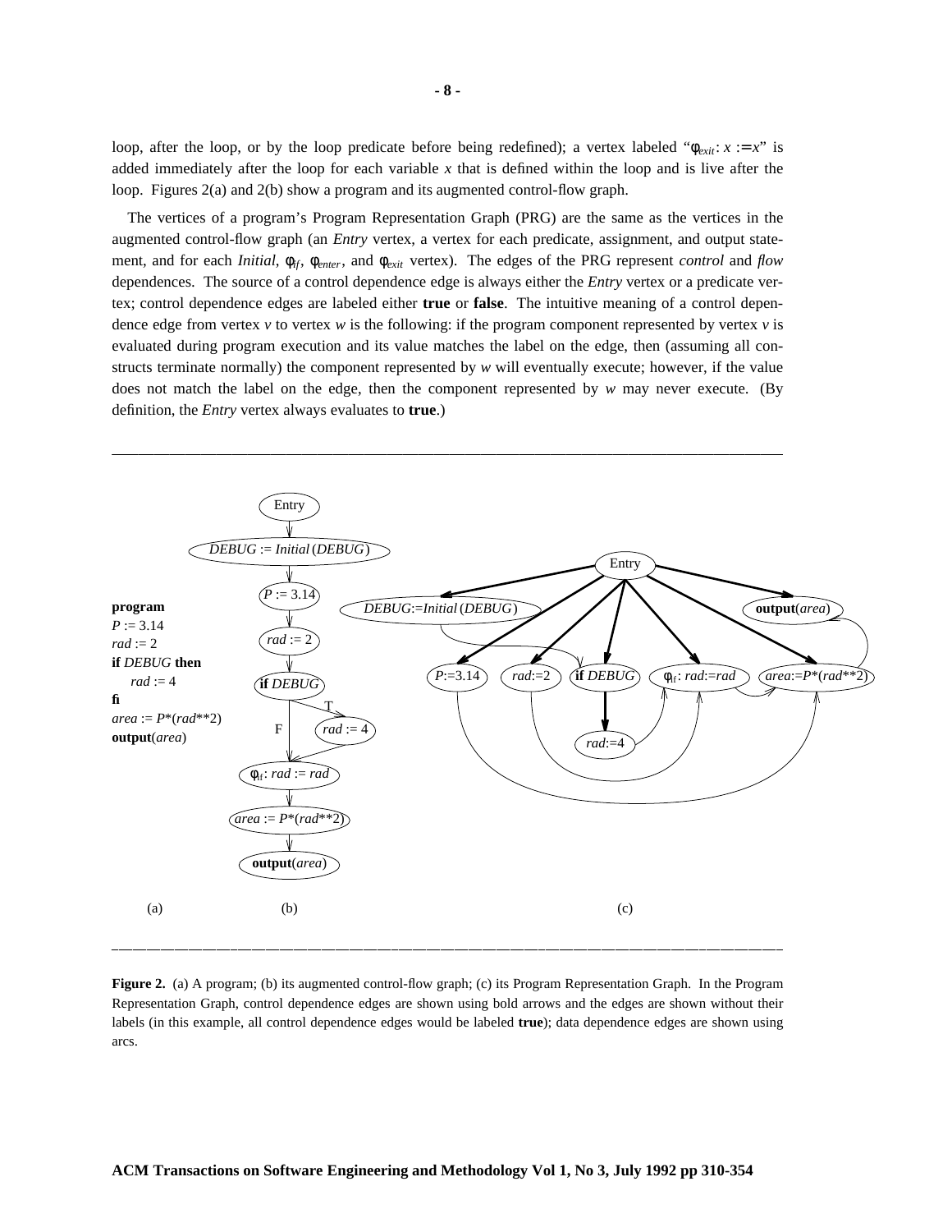loop, after the loop, or by the loop predicate before being redefined); a vertex labeled "$\phi_{exit}$: $x := x$" is added immediately after the loop for each variable $x$ that is defined within the loop and is live after the loop. Figures 2(a) and 2(b) show a program and its augmented control-flow graph.

The vertices of a program's Program Representation Graph (PRG) are the same as the vertices in the augmented control-flow graph (an *Entry* vertex, a vertex for each predicate, assignment, and output statement, and for each *Initial*, $\phi_{if}$, $\phi_{enter}$, and $\phi_{exit}$ vertex). The edges of the PRG represent *control* and *flow* dependences. The source of a control dependence edge is always either the *Entry* vertex or a predicate vertex; control dependence edges are labeled either **true** or **false**. The intuitive meaning of a control dependence edge from vertex $v$ to vertex $w$ is the following: if the program component represented by vertex $v$ is evaluated during program execution and its value matches the label on the edge, then (assuming all constructs terminate normally) the component represented by $w$ will eventually execute; however, if the value does not match the label on the edge, then the component represented by $w$ may never execute. (By definition, the *Entry* vertex always evaluates to **true**.)

```
program
P := 3.14
rad := 2
if DEBUG then
    rad := 4
fi
area := P*(rad**2)
output(area)
```

(a) (b) (c)

**Figure 2.** (a) A program; (b) its augmented control-flow graph; (c) its Program Representation Graph. In the Program Representation Graph, control dependence edges are shown using bold arrows and the edges are shown without their labels (in this example, all control dependence edges would be labeled **true**); data dependence edges are shown using arcs.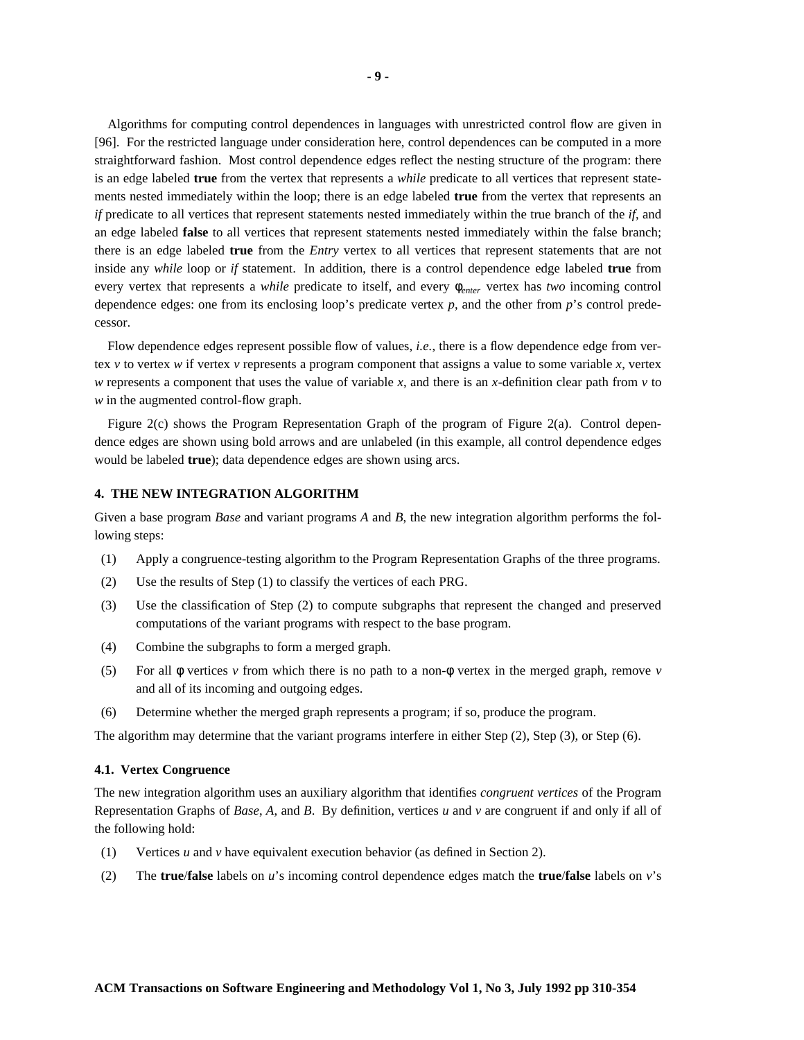Algorithms for computing control dependences in languages with unrestricted control flow are given in [96]. For the restricted language under consideration here, control dependences can be computed in a more straightforward fashion. Most control dependence edges reflect the nesting structure of the program: there is an edge labeled **true** from the vertex that represents a *while* predicate to all vertices that represent statements nested immediately within the loop; there is an edge labeled **true** from the vertex that represents an *if* predicate to all vertices that represent statements nested immediately within the true branch of the *if*, and an edge labeled **false** to all vertices that represent statements nested immediately within the false branch; there is an edge labeled **true** from the *Entry* vertex to all vertices that represent statements that are not inside any *while* loop or *if* statement. In addition, there is a control dependence edge labeled **true** from every vertex that represents a *while* predicate to itself, and every $\phi_{enter}$ vertex has *two* incoming control dependence edges: one from its enclosing loop's predicate vertex *p*, and the other from *p*'s control predecessor.

Flow dependence edges represent possible flow of values, *i.e.*, there is a flow dependence edge from vertex *v* to vertex *w* if vertex *v* represents a program component that assigns a value to some variable *x*, vertex *w* represents a component that uses the value of variable *x*, and there is an *x*-definition clear path from *v* to *w* in the augmented control-flow graph.

Figure 2(c) shows the Program Representation Graph of the program of Figure 2(a). Control dependence edges are shown using bold arrows and are unlabeled (in this example, all control dependence edges would be labeled **true**); data dependence edges are shown using arcs.

## 4. THE NEW INTEGRATION ALGORITHM

Given a base program *Base* and variant programs *A* and *B*, the new integration algorithm performs the following steps:

(1) Apply a congruence-testing algorithm to the Program Representation Graphs of the three programs.

(2) Use the results of Step (1) to classify the vertices of each PRG.

(3) Use the classification of Step (2) to compute subgraphs that represent the changed and preserved computations of the variant programs with respect to the base program.

(4) Combine the subgraphs to form a merged graph.

(5) For all $\phi$ vertices *v* from which there is no path to a non-$\phi$ vertex in the merged graph, remove *v* and all of its incoming and outgoing edges.

(6) Determine whether the merged graph represents a program; if so, produce the program.

The algorithm may determine that the variant programs interfere in either Step (2), Step (3), or Step (6).

### 4.1. Vertex Congruence

The new integration algorithm uses an auxiliary algorithm that identifies *congruent vertices* of the Program Representation Graphs of *Base*, *A*, and *B*. By definition, vertices *u* and *v* are congruent if and only if all of the following hold:

(1) Vertices *u* and *v* have equivalent execution behavior (as defined in Section 2).

(2) The **true**/**false** labels on *u*'s incoming control dependence edges match the **true**/**false** labels on *v*'s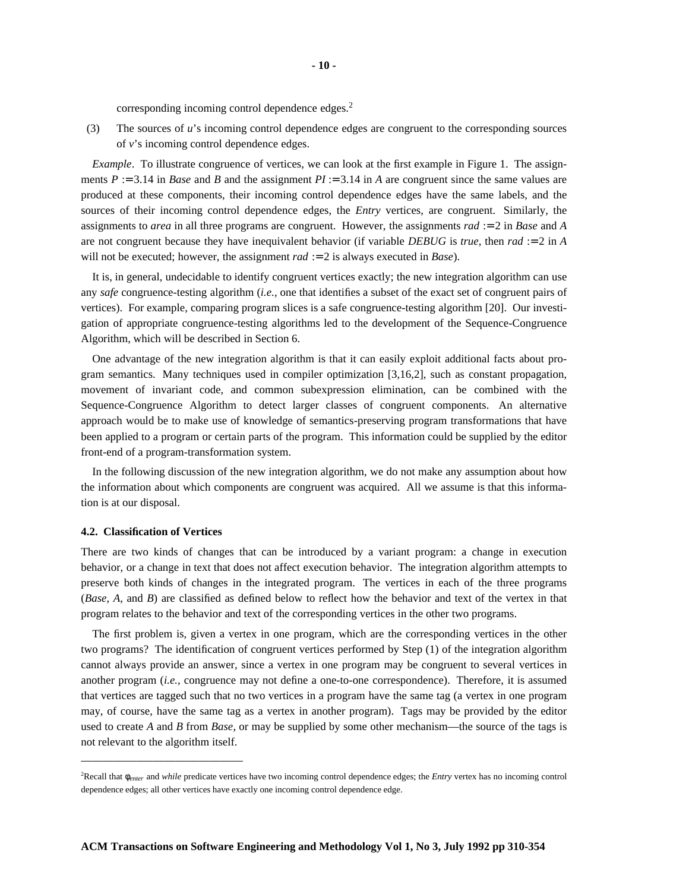corresponding incoming control dependence edges.[2]

(3) The sources of *u*'s incoming control dependence edges are congruent to the corresponding sources of *v*'s incoming control dependence edges.

*Example*. To illustrate congruence of vertices, we can look at the first example in Figure 1. The assignments $P := 3.14$ in *Base* and *B* and the assignment $PI := 3.14$ in *A* are congruent since the same values are produced at these components, their incoming control dependence edges have the same labels, and the sources of their incoming control dependence edges, the *Entry* vertices, are congruent. Similarly, the assignments to *area* in all three programs are congruent. However, the assignments $rad := 2$ in *Base* and *A* are not congruent because they have inequivalent behavior (if variable *DEBUG* is *true*, then $rad := 2$ in *A* will not be executed; however, the assignment $rad := 2$ is always executed in *Base*).

It is, in general, undecidable to identify congruent vertices exactly; the new integration algorithm can use any *safe* congruence-testing algorithm (*i.e.*, one that identifies a subset of the exact set of congruent pairs of vertices). For example, comparing program slices is a safe congruence-testing algorithm [20]. Our investigation of appropriate congruence-testing algorithms led to the development of the Sequence-Congruence Algorithm, which will be described in Section 6.

One advantage of the new integration algorithm is that it can easily exploit additional facts about program semantics. Many techniques used in compiler optimization [3,16,2], such as constant propagation, movement of invariant code, and common subexpression elimination, can be combined with the Sequence-Congruence Algorithm to detect larger classes of congruent components. An alternative approach would be to make use of knowledge of semantics-preserving program transformations that have been applied to a program or certain parts of the program. This information could be supplied by the editor front-end of a program-transformation system.

In the following discussion of the new integration algorithm, we do not make any assumption about how the information about which components are congruent was acquired. All we assume is that this information is at our disposal.

### 4.2. Classification of Vertices

There are two kinds of changes that can be introduced by a variant program: a change in execution behavior, or a change in text that does not affect execution behavior. The integration algorithm attempts to preserve both kinds of changes in the integrated program. The vertices in each of the three programs (*Base*, *A*, and *B*) are classified as defined below to reflect how the behavior and text of the vertex in that program relates to the behavior and text of the corresponding vertices in the other two programs.

The first problem is, given a vertex in one program, which are the corresponding vertices in the other two programs? The identification of congruent vertices performed by Step (1) of the integration algorithm cannot always provide an answer, since a vertex in one program may be congruent to several vertices in another program (*i.e.*, congruence may not define a one-to-one correspondence). Therefore, it is assumed that vertices are tagged such that no two vertices in a program have the same tag (a vertex in one program may, of course, have the same tag as a vertex in another program). Tags may be provided by the editor used to create *A* and *B* from *Base*, or may be supplied by some other mechanism—the source of the tags is not relevant to the algorithm itself.

---

[2]Recall that $\phi_{enter}$ and *while* predicate vertices have two incoming control dependence edges; the *Entry* vertex has no incoming control dependence edges; all other vertices have exactly one incoming control dependence edge.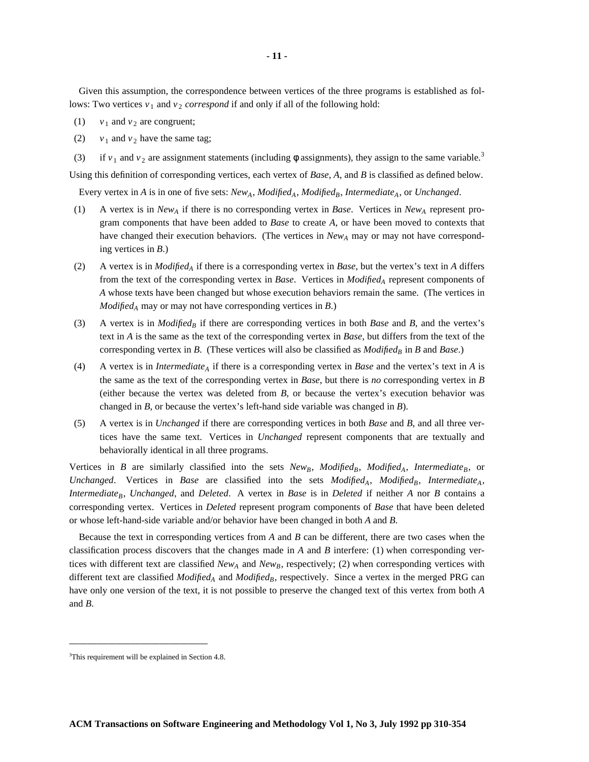Given this assumption, the correspondence between vertices of the three programs is established as follows: Two vertices $v_1$ and $v_2$ *correspond* if and only if all of the following hold:

(1) $v_1$ and $v_2$ are congruent;

(2) $v_1$ and $v_2$ have the same tag;

(3) if $v_1$ and $v_2$ are assignment statements (including φ assignments), they assign to the same variable.[3]

Using this definition of corresponding vertices, each vertex of *Base*, *A*, and *B* is classified as defined below.

Every vertex in *A* is in one of five sets: $New_A$, $Modified_A$, $Modified_B$, $Intermediate_A$, or *Unchanged*.

(1) A vertex is in $New_A$ if there is no corresponding vertex in *Base*. Vertices in $New_A$ represent program components that have been added to *Base* to create *A*, or have been moved to contexts that have changed their execution behaviors. (The vertices in $New_A$ may or may not have corresponding vertices in *B*.)

(2) A vertex is in $Modified_A$ if there is a corresponding vertex in *Base*, but the vertex's text in *A* differs from the text of the corresponding vertex in *Base*. Vertices in $Modified_A$ represent components of *A* whose texts have been changed but whose execution behaviors remain the same. (The vertices in $Modified_A$ may or may not have corresponding vertices in *B*.)

(3) A vertex is in $Modified_B$ if there are corresponding vertices in both *Base* and *B*, and the vertex's text in *A* is the same as the text of the corresponding vertex in *Base*, but differs from the text of the corresponding vertex in *B*. (These vertices will also be classified as $Modified_B$ in *B* and *Base*.)

(4) A vertex is in $Intermediate_A$ if there is a corresponding vertex in *Base* and the vertex's text in *A* is the same as the text of the corresponding vertex in *Base*, but there is *no* corresponding vertex in *B* (either because the vertex was deleted from *B*, or because the vertex's execution behavior was changed in *B*, or because the vertex's left-hand side variable was changed in *B*).

(5) A vertex is in *Unchanged* if there are corresponding vertices in both *Base* and *B*, and all three vertices have the same text. Vertices in *Unchanged* represent components that are textually and behaviorally identical in all three programs.

Vertices in *B* are similarly classified into the sets $New_B$, $Modified_B$, $Modified_A$, $Intermediate_B$, or *Unchanged*. Vertices in *Base* are classified into the sets $Modified_A$, $Modified_B$, $Intermediate_A$, $Intermediate_B$, *Unchanged*, and *Deleted*. A vertex in *Base* is in *Deleted* if neither *A* nor *B* contains a corresponding vertex. Vertices in *Deleted* represent program components of *Base* that have been deleted or whose left-hand-side variable and/or behavior have been changed in both *A* and *B*.

Because the text in corresponding vertices from *A* and *B* can be different, there are two cases when the classification process discovers that the changes made in *A* and *B* interfere: (1) when corresponding vertices with different text are classified $New_A$ and $New_B$, respectively; (2) when corresponding vertices with different text are classified $Modified_A$ and $Modified_B$, respectively. Since a vertex in the merged PRG can have only one version of the text, it is not possible to preserve the changed text of this vertex from both *A* and *B*.

---

[3] This requirement will be explained in Section 4.8.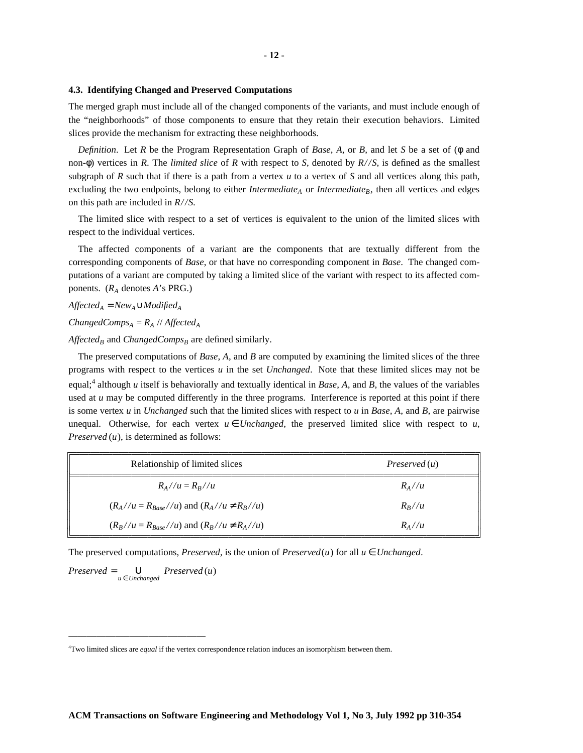### 4.3. Identifying Changed and Preserved Computations

The merged graph must include all of the changed components of the variants, and must include enough of the “neighborhoods” of those components to ensure that they retain their execution behaviors. Limited slices provide the mechanism for extracting these neighborhoods.

*Definition*. Let $R$ be the Program Representation Graph of *Base*, *A*, or *B*, and let $S$ be a set of ($\phi$ and non-$\phi$) vertices in $R$. The *limited slice* of $R$ with respect to $S$, denoted by $R//S$, is defined as the smallest subgraph of $R$ such that if there is a path from a vertex $u$ to a vertex of $S$ and all vertices along this path, excluding the two endpoints, belong to either $Intermediate_A$ or $Intermediate_B$, then all vertices and edges on this path are included in $R//S$.

The limited slice with respect to a set of vertices is equivalent to the union of the limited slices with respect to the individual vertices.

The affected components of a variant are the components that are textually different from the corresponding components of *Base*, or that have no corresponding component in *Base*. The changed computations of a variant are computed by taking a limited slice of the variant with respect to its affected components. ($R_A$ denotes $A$'s PRG.)

$Affected_A = New_A \cup Modified_A$

$ChangedComps_A = R_A \; // \; Affected_A$

$Affected_B$ and $ChangedComps_B$ are defined similarly.

The preserved computations of *Base*, *A*, and *B* are computed by examining the limited slices of the three programs with respect to the vertices $u$ in the set *Unchanged*. Note that these limited slices may not be equal;[4] although $u$ itself is behaviorally and textually identical in *Base*, *A*, and *B*, the values of the variables used at $u$ may be computed differently in the three programs. Interference is reported at this point if there is some vertex $u$ in *Unchanged* such that the limited slices with respect to $u$ in *Base*, *A*, and *B*, are pairwise unequal. Otherwise, for each vertex $u \in Unchanged$, the preserved limited slice with respect to $u$, $Preserved(u)$, is determined as follows:

| Relationship of limited slices | $Preserved(u)$ |
|---|---|
| $R_A//u = R_B//u$ | $R_A//u$ |
| $(R_A//u = R_{Base}//u)$ and $(R_A//u \neq R_B//u)$ | $R_B//u$ |
| $(R_B//u = R_{Base}//u)$ and $(R_B//u \neq R_A//u)$ | $R_A//u$ |

The preserved computations, *Preserved*, is the union of $Preserved(u)$ for all $u \in Unchanged$.

$$Preserved = \bigcup_{u \in Unchanged} Preserved(u)$$

---

[4] Two limited slices are *equal* if the vertex correspondence relation induces an isomorphism between them.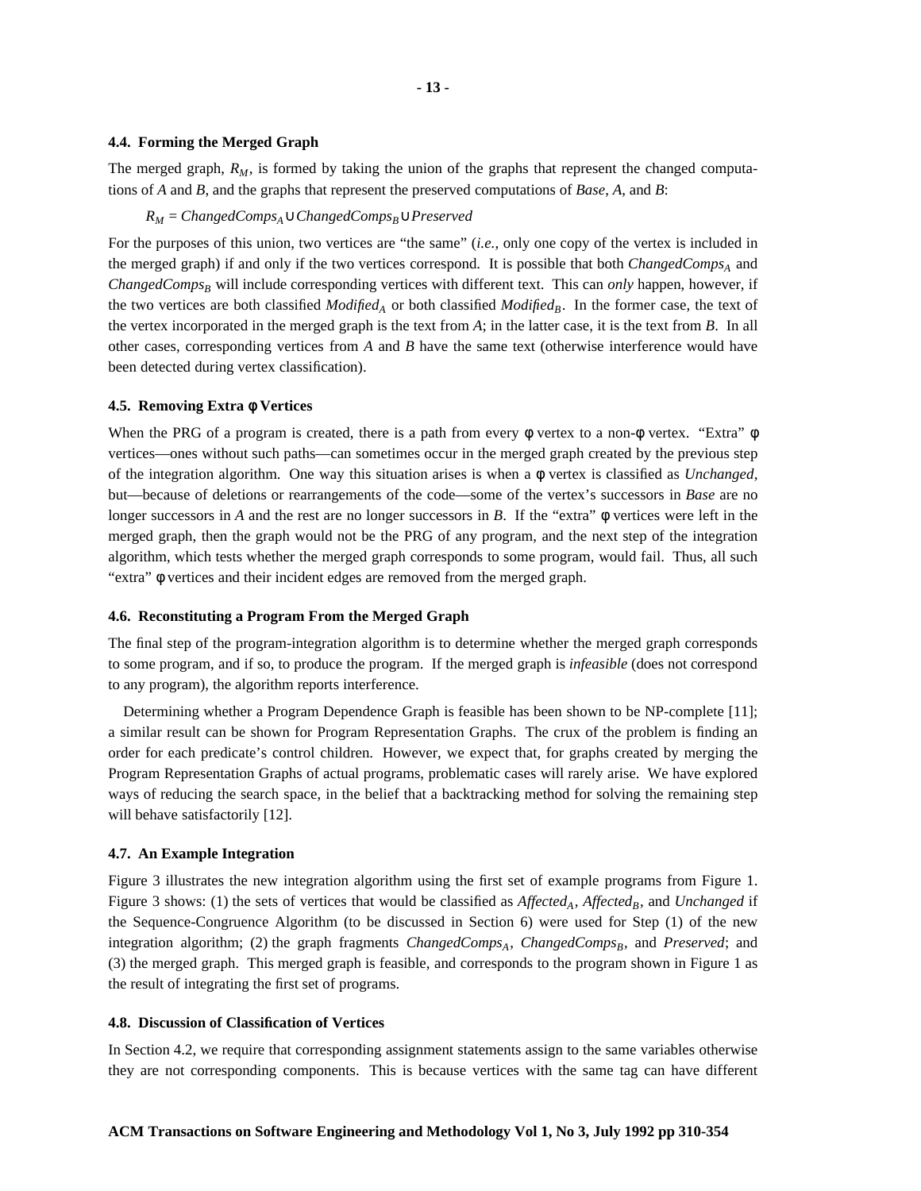### 4.4. Forming the Merged Graph

The merged graph, $R_M$, is formed by taking the union of the graphs that represent the changed computations of *A* and *B*, and the graphs that represent the preserved computations of *Base*, *A*, and *B*:

$$R_M = ChangedComps_A \cup ChangedComps_B \cup Preserved$$

For the purposes of this union, two vertices are "the same" (*i.e.*, only one copy of the vertex is included in the merged graph) if and only if the two vertices correspond. It is possible that both $ChangedComps_A$ and $ChangedComps_B$ will include corresponding vertices with different text. This can *only* happen, however, if the two vertices are both classified $Modified_A$ or both classified $Modified_B$. In the former case, the text of the vertex incorporated in the merged graph is the text from *A*; in the latter case, it is the text from *B*. In all other cases, corresponding vertices from *A* and *B* have the same text (otherwise interference would have been detected during vertex classification).

### 4.5. Removing Extra φ Vertices

When the PRG of a program is created, there is a path from every φ vertex to a non-φ vertex. "Extra" φ vertices—ones without such paths—can sometimes occur in the merged graph created by the previous step of the integration algorithm. One way this situation arises is when a φ vertex is classified as *Unchanged*, but—because of deletions or rearrangements of the code—some of the vertex's successors in *Base* are no longer successors in *A* and the rest are no longer successors in *B*. If the "extra" φ vertices were left in the merged graph, then the graph would not be the PRG of any program, and the next step of the integration algorithm, which tests whether the merged graph corresponds to some program, would fail. Thus, all such "extra" φ vertices and their incident edges are removed from the merged graph.

### 4.6. Reconstituting a Program From the Merged Graph

The final step of the program-integration algorithm is to determine whether the merged graph corresponds to some program, and if so, to produce the program. If the merged graph is *infeasible* (does not correspond to any program), the algorithm reports interference.

Determining whether a Program Dependence Graph is feasible has been shown to be NP-complete [11]; a similar result can be shown for Program Representation Graphs. The crux of the problem is finding an order for each predicate's control children. However, we expect that, for graphs created by merging the Program Representation Graphs of actual programs, problematic cases will rarely arise. We have explored ways of reducing the search space, in the belief that a backtracking method for solving the remaining step will behave satisfactorily [12].

### 4.7. An Example Integration

Figure 3 illustrates the new integration algorithm using the first set of example programs from Figure 1. Figure 3 shows: (1) the sets of vertices that would be classified as $Affected_A$, $Affected_B$, and *Unchanged* if the Sequence-Congruence Algorithm (to be discussed in Section 6) were used for Step (1) of the new integration algorithm; (2) the graph fragments $ChangedComps_A$, $ChangedComps_B$, and *Preserved*; and (3) the merged graph. This merged graph is feasible, and corresponds to the program shown in Figure 1 as the result of integrating the first set of programs.

### 4.8. Discussion of Classification of Vertices

In Section 4.2, we require that corresponding assignment statements assign to the same variables otherwise they are not corresponding components. This is because vertices with the same tag can have different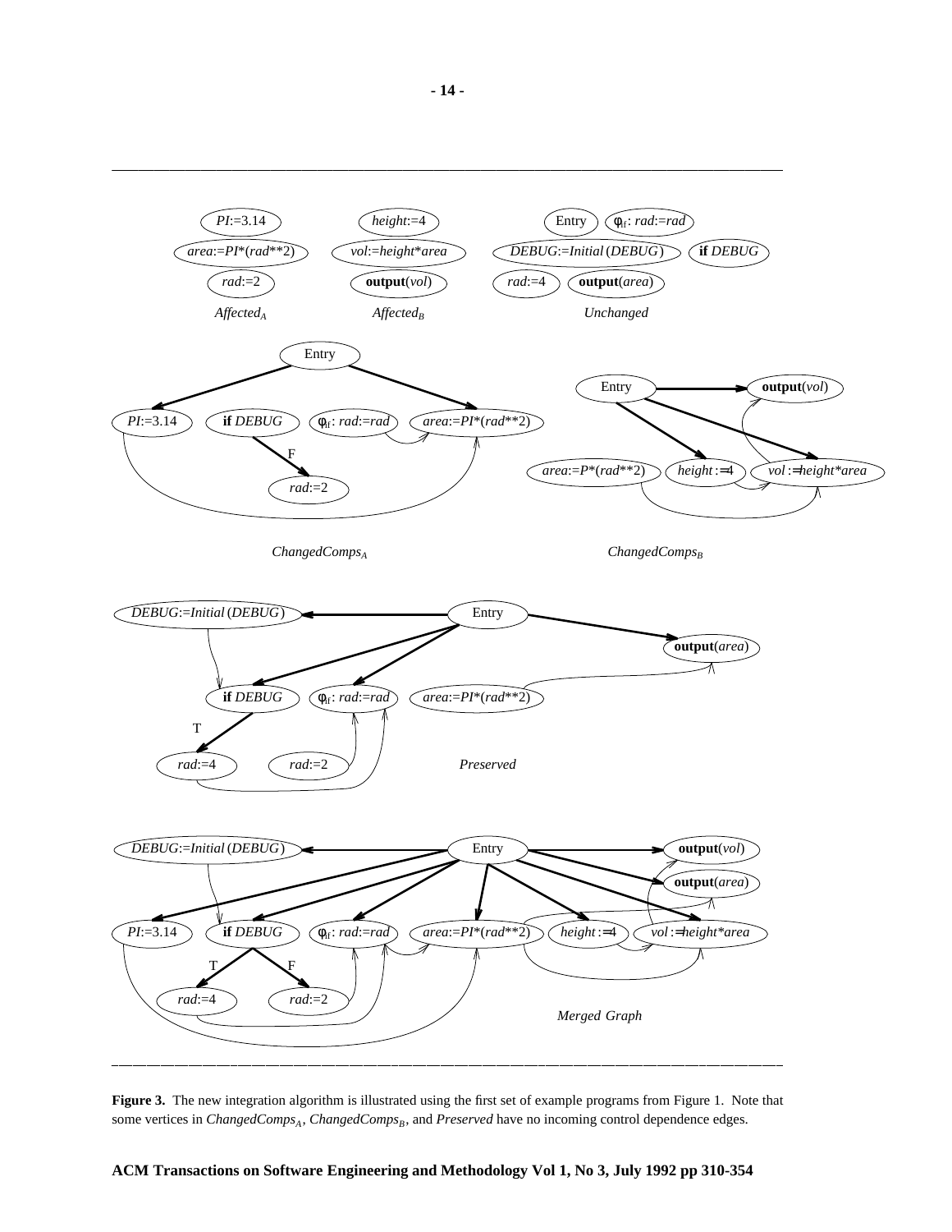**Figure 3.** The new integration algorithm is illustrated using the first set of example programs from Figure 1. Note that some vertices in $ChangedComps_A$, $ChangedComps_B$, and *Preserved* have no incoming control dependence edges.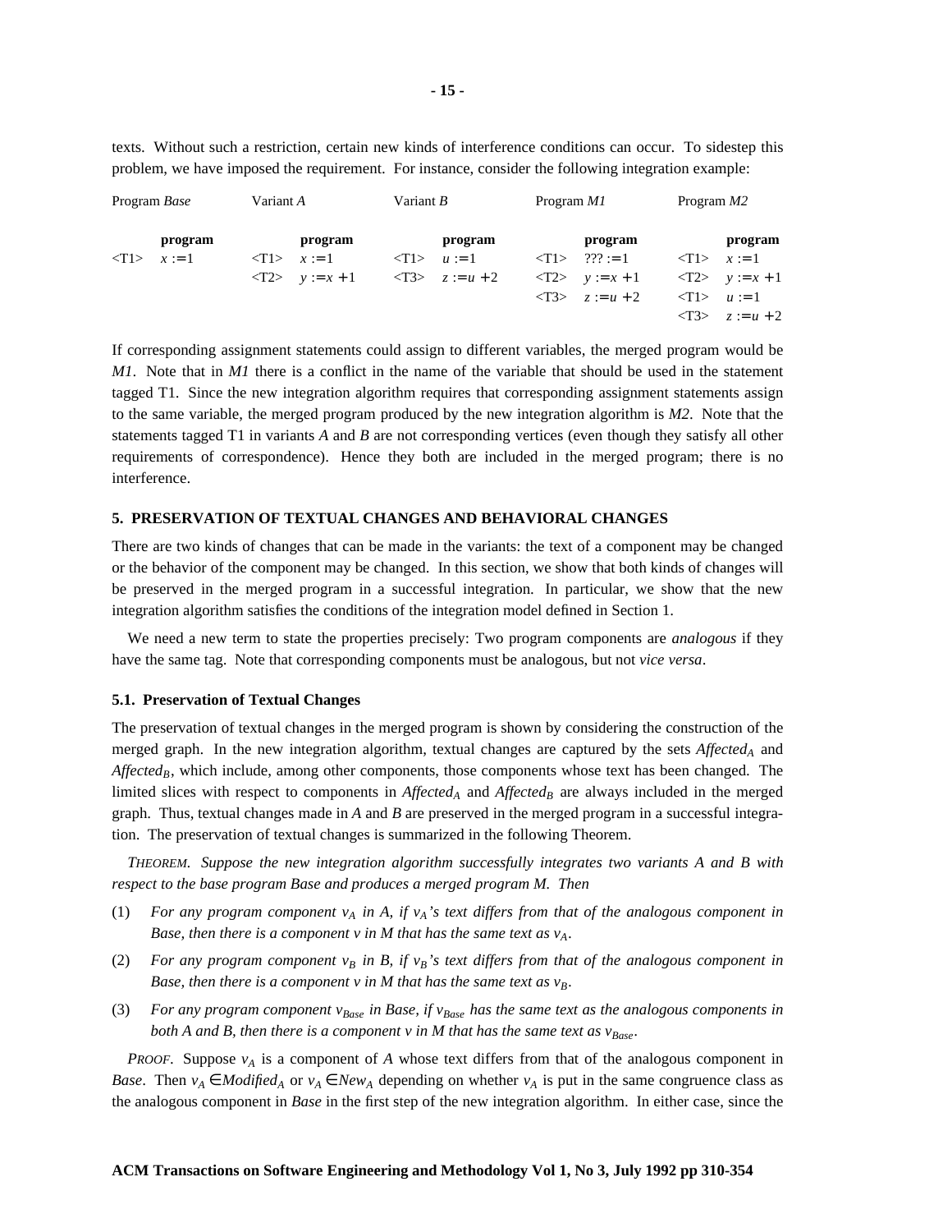texts. Without such a restriction, certain new kinds of interference conditions can occur. To sidestep this problem, we have imposed the requirement. For instance, consider the following integration example:

| Program *Base* | Variant *A* | Variant *B* | Program *M1* | Program *M2* |
|---|---|---|---|---|
| **program** | **program** | **program** | **program** | **program** |
| <T1> $x := 1$ | <T1> $x := 1$ | <T1> $u := 1$ | <T1> $??? := 1$ | <T1> $x := 1$ |
| | <T2> $y := x + 1$ | <T3> $z := u + 2$ | <T2> $y := x + 1$ | <T2> $y := x + 1$ |
| | | | <T3> $z := u + 2$ | <T1> $u := 1$ |
| | | | | <T3> $z := u + 2$ |

If corresponding assignment statements could assign to different variables, the merged program would be *M1*. Note that in *M1* there is a conflict in the name of the variable that should be used in the statement tagged T1. Since the new integration algorithm requires that corresponding assignment statements assign to the same variable, the merged program produced by the new integration algorithm is *M2*. Note that the statements tagged T1 in variants *A* and *B* are not corresponding vertices (even though they satisfy all other requirements of correspondence). Hence they both are included in the merged program; there is no interference.

## 5. PRESERVATION OF TEXTUAL CHANGES AND BEHAVIORAL CHANGES

There are two kinds of changes that can be made in the variants: the text of a component may be changed or the behavior of the component may be changed. In this section, we show that both kinds of changes will be preserved in the merged program in a successful integration. In particular, we show that the new integration algorithm satisfies the conditions of the integration model defined in Section 1.

We need a new term to state the properties precisely: Two program components are *analogous* if they have the same tag. Note that corresponding components must be analogous, but not *vice versa*.

### 5.1. Preservation of Textual Changes

The preservation of textual changes in the merged program is shown by considering the construction of the merged graph. In the new integration algorithm, textual changes are captured by the sets $Affected_A$ and $Affected_B$, which include, among other components, those components whose text has been changed. The limited slices with respect to components in $Affected_A$ and $Affected_B$ are always included in the merged graph. Thus, textual changes made in *A* and *B* are preserved in the merged program in a successful integration. The preservation of textual changes is summarized in the following Theorem.

*THEOREM. Suppose the new integration algorithm successfully integrates two variants A and B with respect to the base program Base and produces a merged program M. Then*

(1) *For any program component $v_A$ in A, if $v_A$'s text differs from that of the analogous component in Base, then there is a component v in M that has the same text as $v_A$.*

(2) *For any program component $v_B$ in B, if $v_B$'s text differs from that of the analogous component in Base, then there is a component v in M that has the same text as $v_B$.*

(3) *For any program component $v_{Base}$ in Base, if $v_{Base}$ has the same text as the analogous components in both A and B, then there is a component v in M that has the same text as $v_{Base}$.*

*PROOF.* Suppose $v_A$ is a component of *A* whose text differs from that of the analogous component in *Base*. Then $v_A \in Modified_A$ or $v_A \in New_A$ depending on whether $v_A$ is put in the same congruence class as the analogous component in *Base* in the first step of the new integration algorithm. In either case, since the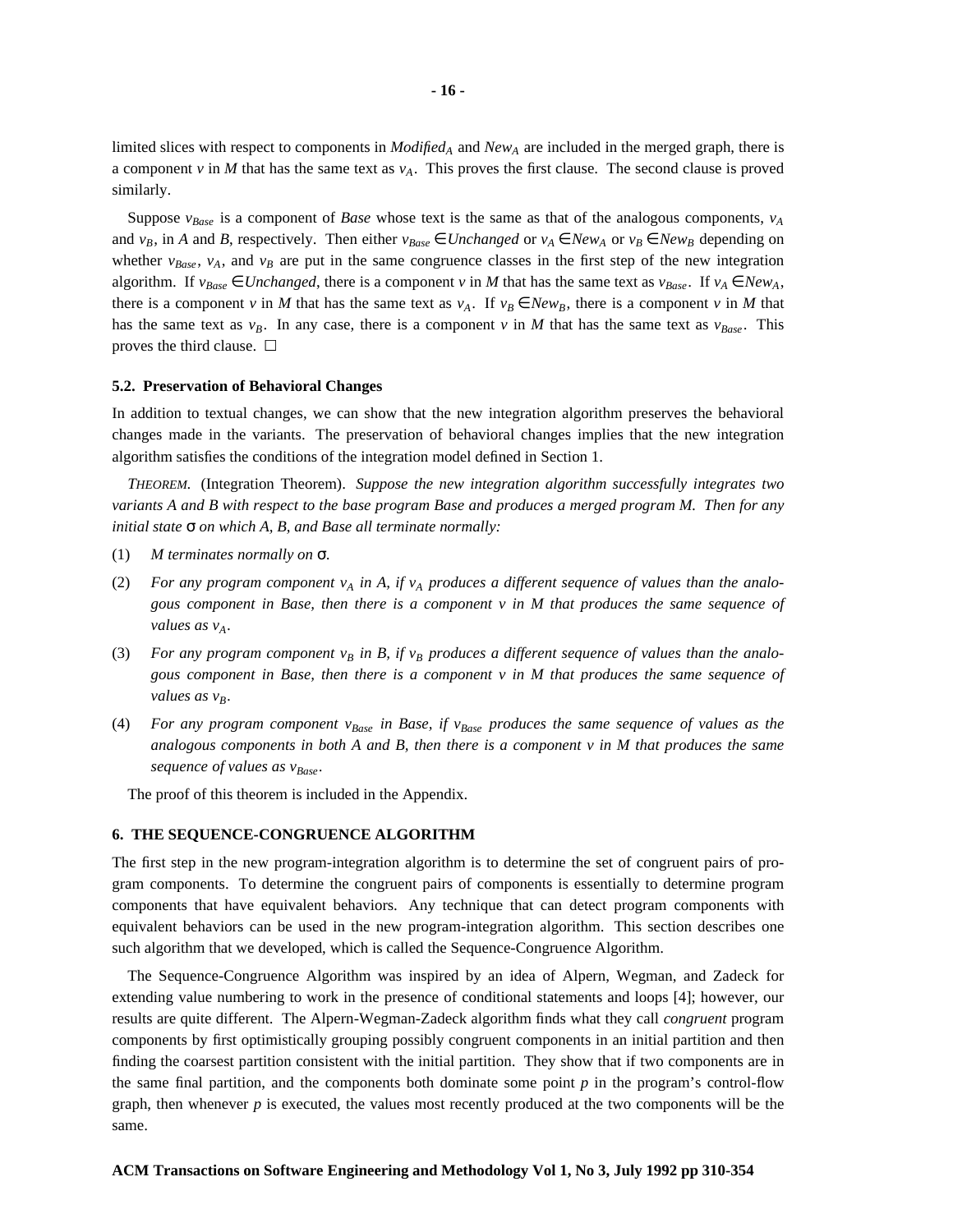limited slices with respect to components in $Modified_A$ and $New_A$ are included in the merged graph, there is a component $v$ in $M$ that has the same text as $v_A$. This proves the first clause. The second clause is proved similarly.

Suppose $v_{Base}$ is a component of *Base* whose text is the same as that of the analogous components, $v_A$ and $v_B$, in *A* and *B*, respectively. Then either $v_{Base} \in Unchanged$ or $v_A \in New_A$ or $v_B \in New_B$ depending on whether $v_{Base}$, $v_A$, and $v_B$ are put in the same congruence classes in the first step of the new integration algorithm. If $v_{Base} \in Unchanged$, there is a component $v$ in $M$ that has the same text as $v_{Base}$. If $v_A \in New_A$, there is a component $v$ in $M$ that has the same text as $v_A$. If $v_B \in New_B$, there is a component $v$ in $M$ that has the same text as $v_B$. In any case, there is a component $v$ in $M$ that has the same text as $v_{Base}$. This proves the third clause. □

### 5.2. Preservation of Behavioral Changes

In addition to textual changes, we can show that the new integration algorithm preserves the behavioral changes made in the variants. The preservation of behavioral changes implies that the new integration algorithm satisfies the conditions of the integration model defined in Section 1.

*THEOREM.* (Integration Theorem). *Suppose the new integration algorithm successfully integrates two variants A and B with respect to the base program Base and produces a merged program M. Then for any initial state* $\sigma$ *on which A, B, and Base all terminate normally:*

(1) *M terminates normally on* $\sigma$.

(2) *For any program component* $v_A$ *in A, if* $v_A$ *produces a different sequence of values than the analogous component in Base, then there is a component v in M that produces the same sequence of values as* $v_A$.

(3) *For any program component* $v_B$ *in B, if* $v_B$ *produces a different sequence of values than the analogous component in Base, then there is a component v in M that produces the same sequence of values as* $v_B$.

(4) *For any program component* $v_{Base}$ *in Base, if* $v_{Base}$ *produces the same sequence of values as the analogous components in both A and B, then there is a component v in M that produces the same sequence of values as* $v_{Base}$.

The proof of this theorem is included in the Appendix.

## 6. THE SEQUENCE-CONGRUENCE ALGORITHM

The first step in the new program-integration algorithm is to determine the set of congruent pairs of program components. To determine the congruent pairs of components is essentially to determine program components that have equivalent behaviors. Any technique that can detect program components with equivalent behaviors can be used in the new program-integration algorithm. This section describes one such algorithm that we developed, which is called the Sequence-Congruence Algorithm.

The Sequence-Congruence Algorithm was inspired by an idea of Alpern, Wegman, and Zadeck for extending value numbering to work in the presence of conditional statements and loops [4]; however, our results are quite different. The Alpern-Wegman-Zadeck algorithm finds what they call *congruent* program components by first optimistically grouping possibly congruent components in an initial partition and then finding the coarsest partition consistent with the initial partition. They show that if two components are in the same final partition, and the components both dominate some point $p$ in the program's control-flow graph, then whenever $p$ is executed, the values most recently produced at the two components will be the same.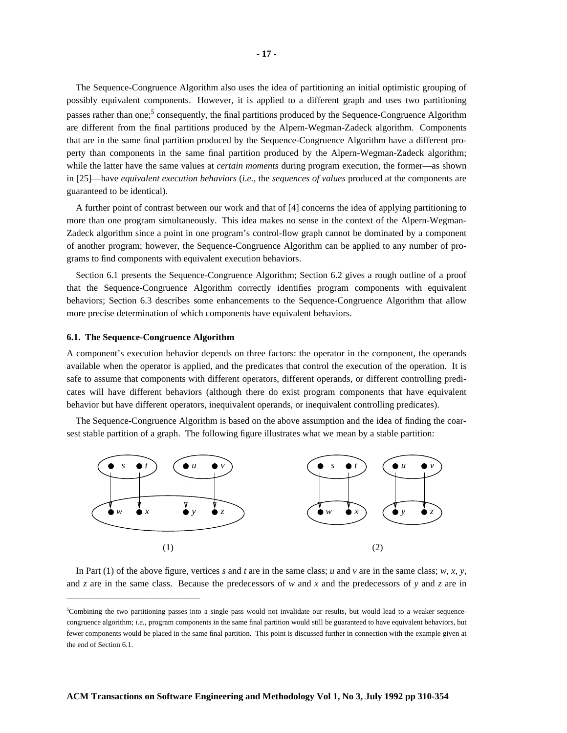The Sequence-Congruence Algorithm also uses the idea of partitioning an initial optimistic grouping of possibly equivalent components. However, it is applied to a different graph and uses two partitioning passes rather than one;[5] consequently, the final partitions produced by the Sequence-Congruence Algorithm are different from the final partitions produced by the Alpern-Wegman-Zadeck algorithm. Components that are in the same final partition produced by the Sequence-Congruence Algorithm have a different property than components in the same final partition produced by the Alpern-Wegman-Zadeck algorithm; while the latter have the same values at *certain moments* during program execution, the former—as shown in [25]—have *equivalent execution behaviors* (*i.e.*, the *sequences of values* produced at the components are guaranteed to be identical).

A further point of contrast between our work and that of [4] concerns the idea of applying partitioning to more than one program simultaneously. This idea makes no sense in the context of the Alpern-Wegman-Zadeck algorithm since a point in one program's control-flow graph cannot be dominated by a component of another program; however, the Sequence-Congruence Algorithm can be applied to any number of programs to find components with equivalent execution behaviors.

Section 6.1 presents the Sequence-Congruence Algorithm; Section 6.2 gives a rough outline of a proof that the Sequence-Congruence Algorithm correctly identifies program components with equivalent behaviors; Section 6.3 describes some enhancements to the Sequence-Congruence Algorithm that allow more precise determination of which components have equivalent behaviors.

### 6.1. The Sequence-Congruence Algorithm

A component's execution behavior depends on three factors: the operator in the component, the operands available when the operator is applied, and the predicates that control the execution of the operation. It is safe to assume that components with different operators, different operands, or different controlling predicates will have different behaviors (although there do exist program components that have equivalent behavior but have different operators, inequivalent operands, or inequivalent controlling predicates).

The Sequence-Congruence Algorithm is based on the above assumption and the idea of finding the coarsest stable partition of a graph. The following figure illustrates what we mean by a stable partition:

(1) (2)

In Part (1) of the above figure, vertices *s* and *t* are in the same class; *u* and *v* are in the same class; *w*, *x*, *y*, and *z* are in the same class. Because the predecessors of *w* and *x* and the predecessors of *y* and *z* are in

---

[5] Combining the two partitioning passes into a single pass would not invalidate our results, but would lead to a weaker sequence-congruence algorithm; *i.e.*, program components in the same final partition would still be guaranteed to have equivalent behaviors, but fewer components would be placed in the same final partition. This point is discussed further in connection with the example given at the end of Section 6.1.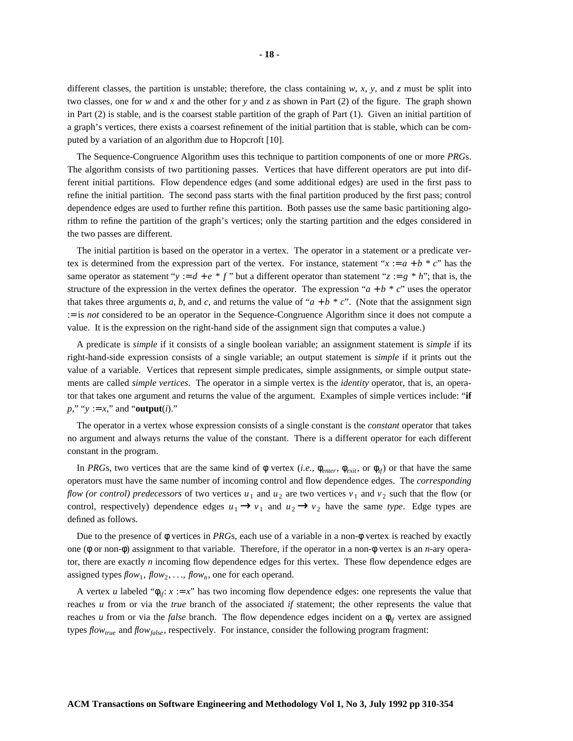different classes, the partition is unstable; therefore, the class containing *w*, *x*, *y*, and *z* must be split into two classes, one for *w* and *x* and the other for *y* and *z* as shown in Part (2) of the figure. The graph shown in Part (2) is stable, and is the coarsest stable partition of the graph of Part (1). Given an initial partition of a graph's vertices, there exists a coarsest refinement of the initial partition that is stable, which can be computed by a variation of an algorithm due to Hopcroft [10].

The Sequence-Congruence Algorithm uses this technique to partition components of one or more *PRG*s. The algorithm consists of two partitioning passes. Vertices that have different operators are put into different initial partitions. Flow dependence edges (and some additional edges) are used in the first pass to refine the initial partition. The second pass starts with the final partition produced by the first pass; control dependence edges are used to further refine this partition. Both passes use the same basic partitioning algorithm to refine the partition of the graph's vertices; only the starting partition and the edges considered in the two passes are different.

The initial partition is based on the operator in a vertex. The operator in a statement or a predicate vertex is determined from the expression part of the vertex. For instance, statement "$x := a + b * c$" has the same operator as statement "$y := d + e * f$" but a different operator than statement "$z := g * h$"; that is, the structure of the expression in the vertex defines the operator. The expression "$a + b * c$" uses the operator that takes three arguments *a*, *b*, and *c*, and returns the value of "$a + b * c$". (Note that the assignment sign := is *not* considered to be an operator in the Sequence-Congruence Algorithm since it does not compute a value. It is the expression on the right-hand side of the assignment sign that computes a value.)

A predicate is *simple* if it consists of a single boolean variable; an assignment statement is *simple* if its right-hand-side expression consists of a single variable; an output statement is *simple* if it prints out the value of a variable. Vertices that represent simple predicates, simple assignments, or simple output statements are called *simple vertices*. The operator in a simple vertex is the *identity* operator, that is, an operator that takes one argument and returns the value of the argument. Examples of simple vertices include: "**if** *p*," "$y := x$," and "**output**(*i*)."

The operator in a vertex whose expression consists of a single constant is the *constant* operator that takes no argument and always returns the value of the constant. There is a different operator for each different constant in the program.

In *PRG*s, two vertices that are the same kind of $\phi$ vertex (*i.e.*, $\phi_{enter}$, $\phi_{exit}$, or $\phi_{if}$) or that have the same operators must have the same number of incoming control and flow dependence edges. The *corresponding flow (or control) predecessors* of two vertices $u_1$ and $u_2$ are two vertices $v_1$ and $v_2$ such that the flow (or control, respectively) dependence edges $u_1 \rightarrow v_1$ and $u_2 \rightarrow v_2$ have the same *type*. Edge types are defined as follows.

Due to the presence of $\phi$ vertices in *PRG*s, each use of a variable in a non-$\phi$ vertex is reached by exactly one ($\phi$ or non-$\phi$) assignment to that variable. Therefore, if the operator in a non-$\phi$ vertex is an *n*-ary operator, there are exactly *n* incoming flow dependence edges for this vertex. These flow dependence edges are assigned types $flow_1$, $flow_2$, ..., $flow_n$, one for each operand.

A vertex *u* labeled "$\phi_{if}$: $x := x$" has two incoming flow dependence edges: one represents the value that reaches *u* from or via the *true* branch of the associated *if* statement; the other represents the value that reaches *u* from or via the *false* branch. The flow dependence edges incident on a $\phi_{if}$ vertex are assigned types $flow_{true}$ and $flow_{false}$, respectively. For instance, consider the following program fragment: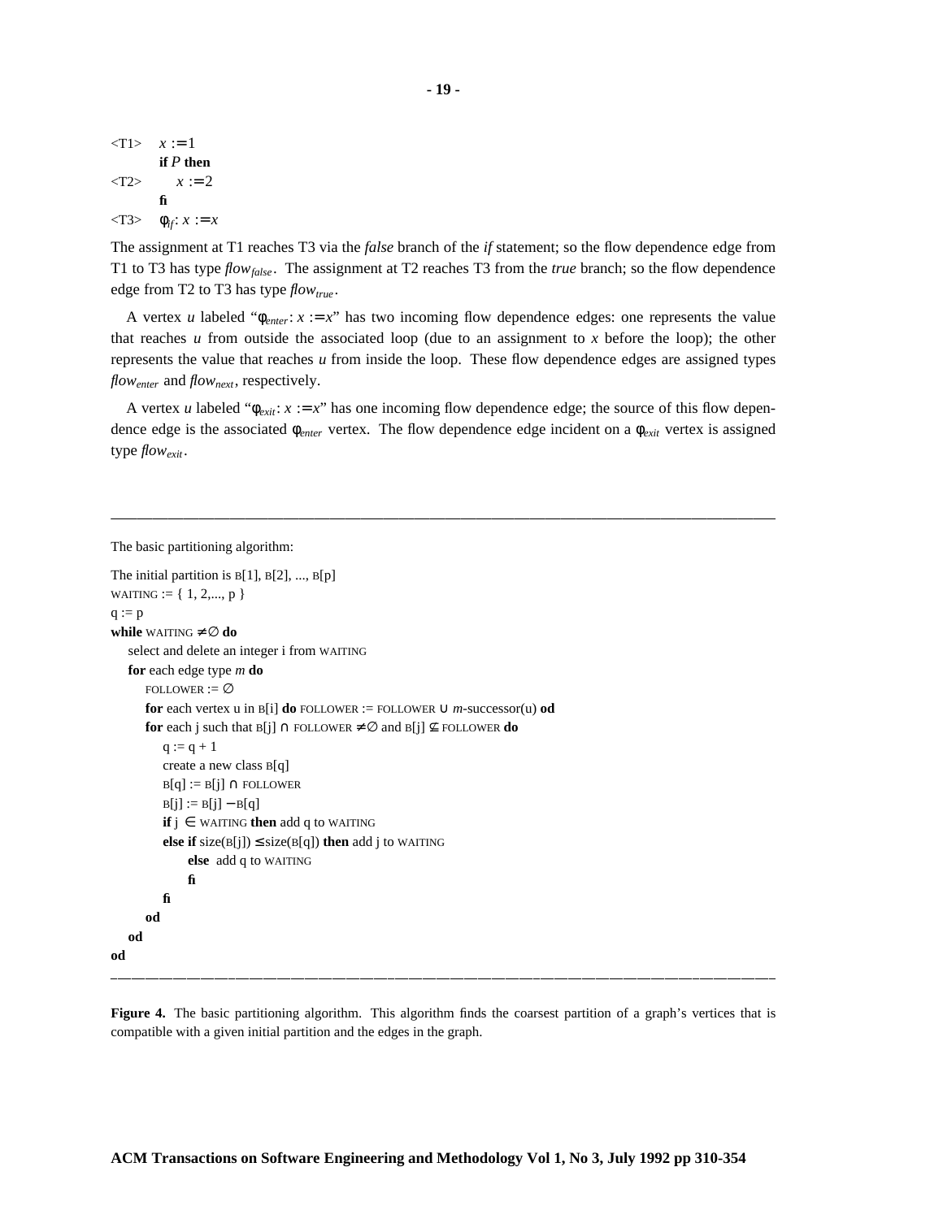```
<T1>    x := 1
        if P then
<T2>        x := 2
        fi
<T3>    φ_if: x := x
```

The assignment at T1 reaches T3 via the *false* branch of the *if* statement; so the flow dependence edge from T1 to T3 has type $flow_{false}$. The assignment at T2 reaches T3 from the *true* branch; so the flow dependence edge from T2 to T3 has type $flow_{true}$.

A vertex $u$ labeled "$\phi_{enter}$: $x := x$" has two incoming flow dependence edges: one represents the value that reaches $u$ from outside the associated loop (due to an assignment to $x$ before the loop); the other represents the value that reaches $u$ from inside the loop. These flow dependence edges are assigned types $flow_{enter}$ and $flow_{next}$, respectively.

A vertex $u$ labeled "$\phi_{exit}$: $x := x$" has one incoming flow dependence edge; the source of this flow dependence edge is the associated $\phi_{enter}$ vertex. The flow dependence edge incident on a $\phi_{exit}$ vertex is assigned type $flow_{exit}$.

---

The basic partitioning algorithm:

```
The initial partition is B[1], B[2], ..., B[p]
WAITING := { 1, 2,..., p }
q := p
while WAITING ≠ ∅ do
    select and delete an integer i from WAITING
    for each edge type m do
        FOLLOWER := ∅
        for each vertex u in B[i] do FOLLOWER := FOLLOWER ∪ m-successor(u) od
        for each j such that B[j] ∩ FOLLOWER ≠ ∅ and B[j] ⊈ FOLLOWER do
            q := q + 1
            create a new class B[q]
            B[q] := B[j] ∩ FOLLOWER
            B[j] := B[j] − B[q]
            if j ∈ WAITING then add q to WAITING
            else if size(B[j]) ≤ size(B[q]) then add j to WAITING
                 else add q to WAITING
                 fi
            fi
        od
    od
od
```

---

**Figure 4.** The basic partitioning algorithm. This algorithm finds the coarsest partition of a graph's vertices that is compatible with a given initial partition and the edges in the graph.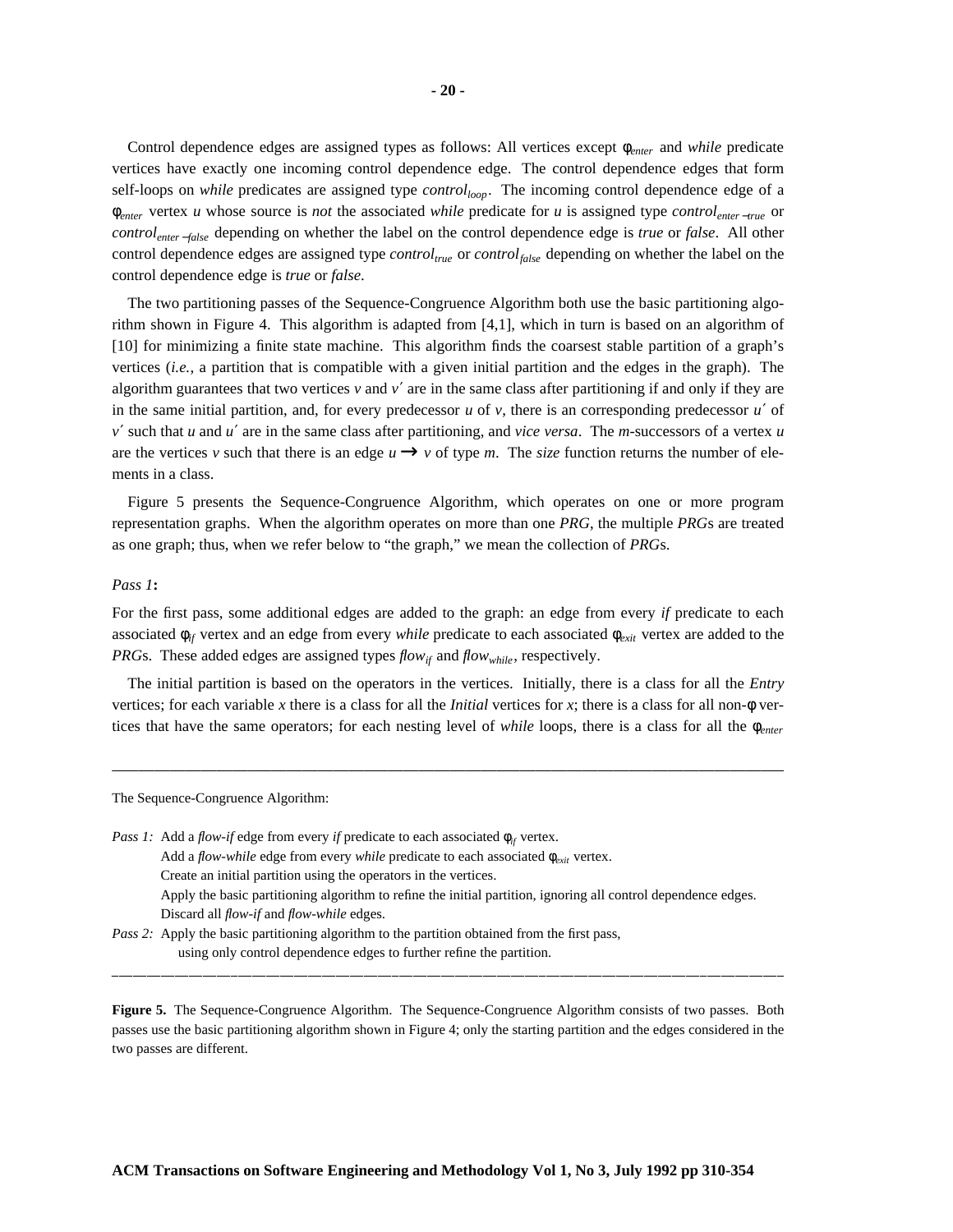Control dependence edges are assigned types as follows: All vertices except $\phi_{enter}$ and *while* predicate vertices have exactly one incoming control dependence edge. The control dependence edges that form self-loops on *while* predicates are assigned type $control_{loop}$. The incoming control dependence edge of a $\phi_{enter}$ vertex $u$ whose source is *not* the associated *while* predicate for $u$ is assigned type $control_{enter-true}$ or $control_{enter-false}$ depending on whether the label on the control dependence edge is *true* or *false*. All other control dependence edges are assigned type $control_{true}$ or $control_{false}$ depending on whether the label on the control dependence edge is *true* or *false*.

The two partitioning passes of the Sequence-Congruence Algorithm both use the basic partitioning algorithm shown in Figure 4. This algorithm is adapted from [4,1], which in turn is based on an algorithm of [10] for minimizing a finite state machine. This algorithm finds the coarsest stable partition of a graph's vertices (*i.e.*, a partition that is compatible with a given initial partition and the edges in the graph). The algorithm guarantees that two vertices $v$ and $v'$ are in the same class after partitioning if and only if they are in the same initial partition, and, for every predecessor $u$ of $v$, there is an corresponding predecessor $u'$ of $v'$ such that $u$ and $u'$ are in the same class after partitioning, and *vice versa*. The $m$-successors of a vertex $u$ are the vertices $v$ such that there is an edge $u \rightarrow v$ of type $m$. The *size* function returns the number of elements in a class.

Figure 5 presents the Sequence-Congruence Algorithm, which operates on one or more program representation graphs. When the algorithm operates on more than one *PRG*, the multiple *PRG*s are treated as one graph; thus, when we refer below to "the graph," we mean the collection of *PRG*s.

*Pass 1*:

For the first pass, some additional edges are added to the graph: an edge from every *if* predicate to each associated $\phi_{if}$ vertex and an edge from every *while* predicate to each associated $\phi_{exit}$ vertex are added to the *PRG*s. These added edges are assigned types $flow_{if}$ and $flow_{while}$, respectively.

The initial partition is based on the operators in the vertices. Initially, there is a class for all the *Entry* vertices; for each variable $x$ there is a class for all the *Initial* vertices for $x$; there is a class for all non-$\phi$ vertices that have the same operators; for each nesting level of *while* loops, there is a class for all the $\phi_{enter}$

---

The Sequence-Congruence Algorithm:

*Pass 1:* Add a *flow-if* edge from every *if* predicate to each associated $\phi_{if}$ vertex.
Add a *flow-while* edge from every *while* predicate to each associated $\phi_{exit}$ vertex.
Create an initial partition using the operators in the vertices.
Apply the basic partitioning algorithm to refine the initial partition, ignoring all control dependence edges.
Discard all *flow-if* and *flow-while* edges.

*Pass 2:* Apply the basic partitioning algorithm to the partition obtained from the first pass,
using only control dependence edges to further refine the partition.

---

**Figure 5.** The Sequence-Congruence Algorithm. The Sequence-Congruence Algorithm consists of two passes. Both passes use the basic partitioning algorithm shown in Figure 4; only the starting partition and the edges considered in the two passes are different.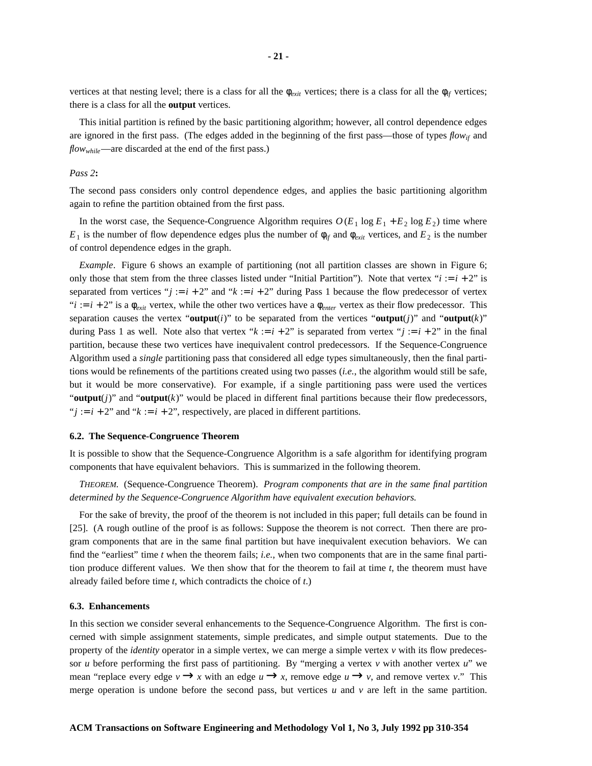vertices at that nesting level; there is a class for all the $\phi_{exit}$ vertices; there is a class for all the $\phi_{if}$ vertices; there is a class for all the **output** vertices.

This initial partition is refined by the basic partitioning algorithm; however, all control dependence edges are ignored in the first pass. (The edges added in the beginning of the first pass—those of types $flow_{if}$ and $flow_{while}$—are discarded at the end of the first pass.)

*Pass 2***:**

The second pass considers only control dependence edges, and applies the basic partitioning algorithm again to refine the partition obtained from the first pass.

In the worst case, the Sequence-Congruence Algorithm requires $O(E_1 \log E_1 + E_2 \log E_2)$ time where $E_1$ is the number of flow dependence edges plus the number of $\phi_{if}$ and $\phi_{exit}$ vertices, and $E_2$ is the number of control dependence edges in the graph.

*Example*. Figure 6 shows an example of partitioning (not all partition classes are shown in Figure 6; only those that stem from the three classes listed under "Initial Partition"). Note that vertex "$i := i + 2$" is separated from vertices "$j := i + 2$" and "$k := i + 2$" during Pass 1 because the flow predecessor of vertex "$i := i + 2$" is a $\phi_{exit}$ vertex, while the other two vertices have a $\phi_{enter}$ vertex as their flow predecessor. This separation causes the vertex "**output**$(i)$" to be separated from the vertices "**output**$(j)$" and "**output**$(k)$" during Pass 1 as well. Note also that vertex "$k := i + 2$" is separated from vertex "$j := i + 2$" in the final partition, because these two vertices have inequivalent control predecessors. If the Sequence-Congruence Algorithm used a *single* partitioning pass that considered all edge types simultaneously, then the final partitions would be refinements of the partitions created using two passes (*i.e.*, the algorithm would still be safe, but it would be more conservative). For example, if a single partitioning pass were used the vertices "**output**$(j)$" and "**output**$(k)$" would be placed in different final partitions because their flow predecessors, "$j := i + 2$" and "$k := i + 2$", respectively, are placed in different partitions.

### 6.2. The Sequence-Congruence Theorem

It is possible to show that the Sequence-Congruence Algorithm is a safe algorithm for identifying program components that have equivalent behaviors. This is summarized in the following theorem.

*THEOREM.* (Sequence-Congruence Theorem). *Program components that are in the same final partition determined by the Sequence-Congruence Algorithm have equivalent execution behaviors.*

For the sake of brevity, the proof of the theorem is not included in this paper; full details can be found in [25]. (A rough outline of the proof is as follows: Suppose the theorem is not correct. Then there are program components that are in the same final partition but have inequivalent execution behaviors. We can find the "earliest" time $t$ when the theorem fails; *i.e.*, when two components that are in the same final partition produce different values. We then show that for the theorem to fail at time $t$, the theorem must have already failed before time $t$, which contradicts the choice of $t$.)

### 6.3. Enhancements

In this section we consider several enhancements to the Sequence-Congruence Algorithm. The first is concerned with simple assignment statements, simple predicates, and simple output statements. Due to the property of the *identity* operator in a simple vertex, we can merge a simple vertex $v$ with its flow predecessor $u$ before performing the first pass of partitioning. By "merging a vertex $v$ with another vertex $u$" we mean "replace every edge $v \rightarrow x$ with an edge $u \rightarrow x$, remove edge $u \rightarrow v$, and remove vertex $v$." This merge operation is undone before the second pass, but vertices $u$ and $v$ are left in the same partition.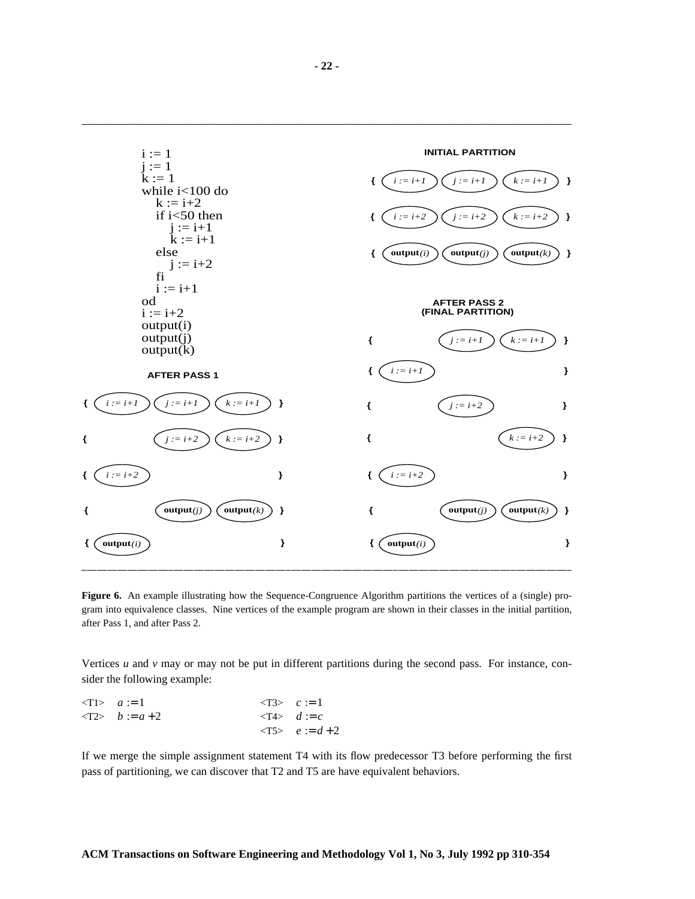```
i := 1
j := 1
k := 1
while i<100 do
   k := i+2
   if i<50 then
      j := i+1
      k := i+1
   else
      j := i+2
   fi
   i := i+1
od
i := i+2
output(i)
output(j)
output(k)
```

**INITIAL PARTITION**

{ *i := i+1*, *j := i+1*, *k := i+1* }

{ *i := i+2*, *j := i+2*, *k := i+2* }

{ **output**(*i*), **output**(*j*), **output**(*k*) }

**AFTER PASS 1**

{ *i := i+1*, *j := i+1*, *k := i+1* }

{ *j := i+2*, *k := i+2* }

{ *i := i+2* }

{ **output**(*j*), **output**(*k*) }

{ **output**(*i*) }

**AFTER PASS 2 (FINAL PARTITION)**

{ *j := i+1*, *k := i+1* }

{ *i := i+1* }

{ *j := i+2* }

{ *k := i+2* }

{ *i := i+2* }

{ **output**(*j*), **output**(*k*) }

{ **output**(*i*) }

**Figure 6.** An example illustrating how the Sequence-Congruence Algorithm partitions the vertices of a (single) program into equivalence classes. Nine vertices of the example program are shown in their classes in the initial partition, after Pass 1, and after Pass 2.

Vertices *u* and *v* may or may not be put in different partitions during the second pass. For instance, consider the following example:

| | |
|---|---|
| <T1> $a := 1$ | <T3> $c := 1$ |
| <T2> $b := a + 2$ | <T4> $d := c$ |
| | <T5> $e := d + 2$ |

If we merge the simple assignment statement T4 with its flow predecessor T3 before performing the first pass of partitioning, we can discover that T2 and T5 are have equivalent behaviors.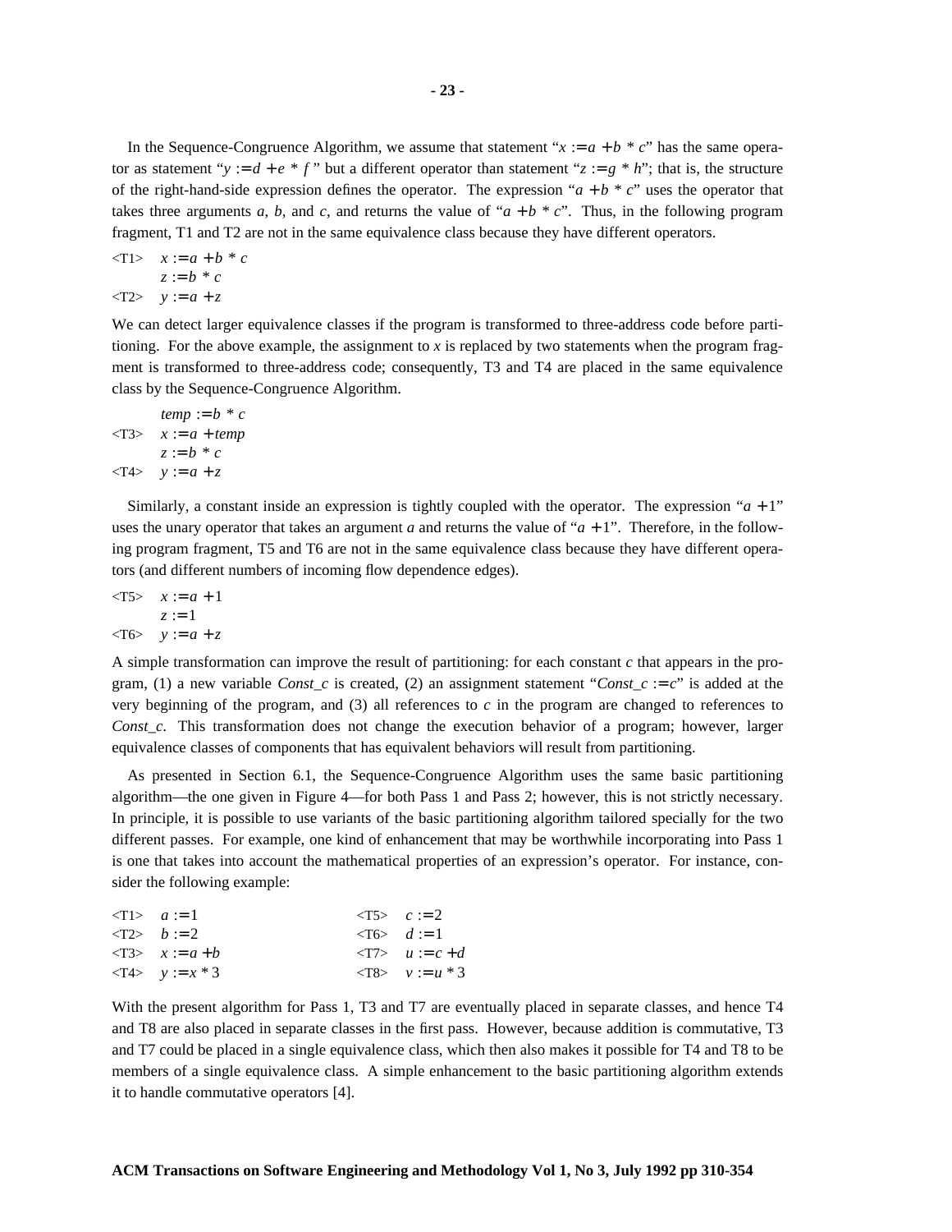In the Sequence-Congruence Algorithm, we assume that statement "$x := a + b * c$" has the same operator as statement "$y := d + e * f$" but a different operator than statement "$z := g * h$"; that is, the structure of the right-hand-side expression defines the operator. The expression "$a + b * c$" uses the operator that takes three arguments $a$, $b$, and $c$, and returns the value of "$a + b * c$". Thus, in the following program fragment, T1 and T2 are not in the same equivalence class because they have different operators.

```
<T1>   x := a + b * c
       z := b * c
<T2>   y := a + z
```

We can detect larger equivalence classes if the program is transformed to three-address code before partitioning. For the above example, the assignment to $x$ is replaced by two statements when the program fragment is transformed to three-address code; consequently, T3 and T4 are placed in the same equivalence class by the Sequence-Congruence Algorithm.

```
       temp := b * c
<T3>   x := a + temp
       z := b * c
<T4>   y := a + z
```

Similarly, a constant inside an expression is tightly coupled with the operator. The expression "$a + 1$" uses the unary operator that takes an argument $a$ and returns the value of "$a + 1$". Therefore, in the following program fragment, T5 and T6 are not in the same equivalence class because they have different operators (and different numbers of incoming flow dependence edges).

```
<T5>   x := a + 1
       z := 1
<T6>   y := a + z
```

A simple transformation can improve the result of partitioning: for each constant $c$ that appears in the program, (1) a new variable *Const_c* is created, (2) an assignment statement "*Const_c* := $c$" is added at the very beginning of the program, and (3) all references to $c$ in the program are changed to references to *Const_c*. This transformation does not change the execution behavior of a program; however, larger equivalence classes of components that has equivalent behaviors will result from partitioning.

As presented in Section 6.1, the Sequence-Congruence Algorithm uses the same basic partitioning algorithm—the one given in Figure 4—for both Pass 1 and Pass 2; however, this is not strictly necessary. In principle, it is possible to use variants of the basic partitioning algorithm tailored specially for the two different passes. For example, one kind of enhancement that may be worthwhile incorporating into Pass 1 is one that takes into account the mathematical properties of an expression's operator. For instance, consider the following example:

```
<T1>   a := 1                <T5>   c := 2
<T2>   b := 2                <T6>   d := 1
<T3>   x := a + b            <T7>   u := c + d
<T4>   y := x * 3            <T8>   v := u * 3
```

With the present algorithm for Pass 1, T3 and T7 are eventually placed in separate classes, and hence T4 and T8 are also placed in separate classes in the first pass. However, because addition is commutative, T3 and T7 could be placed in a single equivalence class, which then also makes it possible for T4 and T8 to be members of a single equivalence class. A simple enhancement to the basic partitioning algorithm extends it to handle commutative operators [4].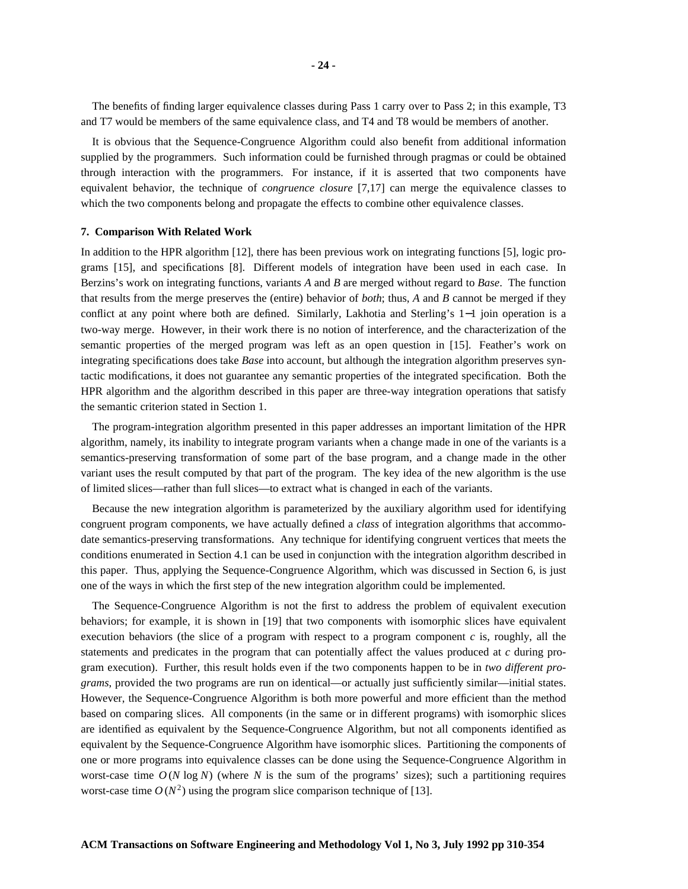The benefits of finding larger equivalence classes during Pass 1 carry over to Pass 2; in this example, T3 and T7 would be members of the same equivalence class, and T4 and T8 would be members of another.

It is obvious that the Sequence-Congruence Algorithm could also benefit from additional information supplied by the programmers. Such information could be furnished through pragmas or could be obtained through interaction with the programmers. For instance, if it is asserted that two components have equivalent behavior, the technique of *congruence closure* [7,17] can merge the equivalence classes to which the two components belong and propagate the effects to combine other equivalence classes.

## 7. Comparison With Related Work

In addition to the HPR algorithm [12], there has been previous work on integrating functions [5], logic programs [15], and specifications [8]. Different models of integration have been used in each case. In Berzins's work on integrating functions, variants *A* and *B* are merged without regard to *Base*. The function that results from the merge preserves the (entire) behavior of *both*; thus, *A* and *B* cannot be merged if they conflict at any point where both are defined. Similarly, Lakhotia and Sterling's 1−1 join operation is a two-way merge. However, in their work there is no notion of interference, and the characterization of the semantic properties of the merged program was left as an open question in [15]. Feather's work on integrating specifications does take *Base* into account, but although the integration algorithm preserves syntactic modifications, it does not guarantee any semantic properties of the integrated specification. Both the HPR algorithm and the algorithm described in this paper are three-way integration operations that satisfy the semantic criterion stated in Section 1.

The program-integration algorithm presented in this paper addresses an important limitation of the HPR algorithm, namely, its inability to integrate program variants when a change made in one of the variants is a semantics-preserving transformation of some part of the base program, and a change made in the other variant uses the result computed by that part of the program. The key idea of the new algorithm is the use of limited slices—rather than full slices—to extract what is changed in each of the variants.

Because the new integration algorithm is parameterized by the auxiliary algorithm used for identifying congruent program components, we have actually defined a *class* of integration algorithms that accommodate semantics-preserving transformations. Any technique for identifying congruent vertices that meets the conditions enumerated in Section 4.1 can be used in conjunction with the integration algorithm described in this paper. Thus, applying the Sequence-Congruence Algorithm, which was discussed in Section 6, is just one of the ways in which the first step of the new integration algorithm could be implemented.

The Sequence-Congruence Algorithm is not the first to address the problem of equivalent execution behaviors; for example, it is shown in [19] that two components with isomorphic slices have equivalent execution behaviors (the slice of a program with respect to a program component *c* is, roughly, all the statements and predicates in the program that can potentially affect the values produced at *c* during program execution). Further, this result holds even if the two components happen to be in *two different programs*, provided the two programs are run on identical—or actually just sufficiently similar—initial states. However, the Sequence-Congruence Algorithm is both more powerful and more efficient than the method based on comparing slices. All components (in the same or in different programs) with isomorphic slices are identified as equivalent by the Sequence-Congruence Algorithm, but not all components identified as equivalent by the Sequence-Congruence Algorithm have isomorphic slices. Partitioning the components of one or more programs into equivalence classes can be done using the Sequence-Congruence Algorithm in worst-case time $O(N \log N)$ (where $N$ is the sum of the programs' sizes); such a partitioning requires worst-case time $O(N^2)$ using the program slice comparison technique of [13].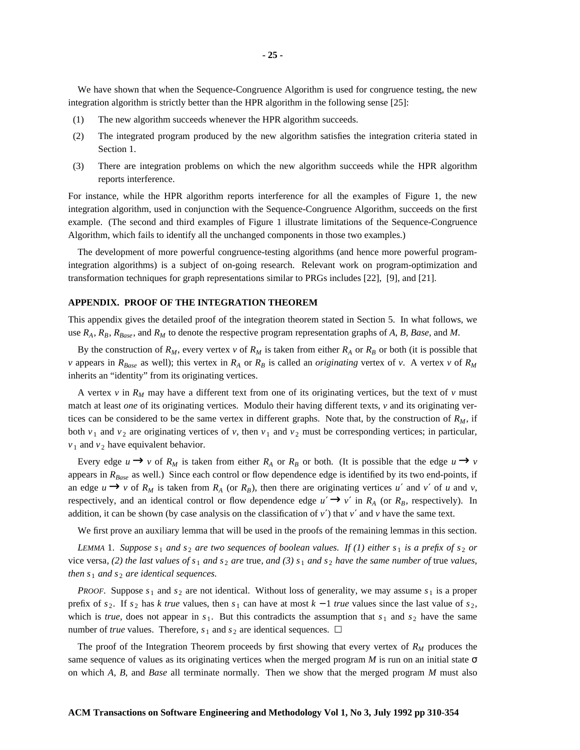We have shown that when the Sequence-Congruence Algorithm is used for congruence testing, the new integration algorithm is strictly better than the HPR algorithm in the following sense [25]:

(1) The new algorithm succeeds whenever the HPR algorithm succeeds.

(2) The integrated program produced by the new algorithm satisfies the integration criteria stated in Section 1.

(3) There are integration problems on which the new algorithm succeeds while the HPR algorithm reports interference.

For instance, while the HPR algorithm reports interference for all the examples of Figure 1, the new integration algorithm, used in conjunction with the Sequence-Congruence Algorithm, succeeds on the first example. (The second and third examples of Figure 1 illustrate limitations of the Sequence-Congruence Algorithm, which fails to identify all the unchanged components in those two examples.)

The development of more powerful congruence-testing algorithms (and hence more powerful program-integration algorithms) is a subject of on-going research. Relevant work on program-optimization and transformation techniques for graph representations similar to PRGs includes [22], [9], and [21].

## APPENDIX. PROOF OF THE INTEGRATION THEOREM

This appendix gives the detailed proof of the integration theorem stated in Section 5. In what follows, we use $R_A$, $R_B$, $R_{Base}$, and $R_M$ to denote the respective program representation graphs of *A*, *B*, *Base*, and *M*.

By the construction of $R_M$, every vertex $v$ of $R_M$ is taken from either $R_A$ or $R_B$ or both (it is possible that $v$ appears in $R_{Base}$ as well); this vertex in $R_A$ or $R_B$ is called an *originating* vertex of $v$. A vertex $v$ of $R_M$ inherits an "identity" from its originating vertices.

A vertex $v$ in $R_M$ may have a different text from one of its originating vertices, but the text of $v$ must match at least *one* of its originating vertices. Modulo their having different texts, $v$ and its originating vertices can be considered to be the same vertex in different graphs. Note that, by the construction of $R_M$, if both $v_1$ and $v_2$ are originating vertices of $v$, then $v_1$ and $v_2$ must be corresponding vertices; in particular, $v_1$ and $v_2$ have equivalent behavior.

Every edge $u \rightarrow v$ of $R_M$ is taken from either $R_A$ or $R_B$ or both. (It is possible that the edge $u \rightarrow v$ appears in $R_{Base}$ as well.) Since each control or flow dependence edge is identified by its two end-points, if an edge $u \rightarrow v$ of $R_M$ is taken from $R_A$ (or $R_B$), then there are originating vertices $u'$ and $v'$ of $u$ and $v$, respectively, and an identical control or flow dependence edge $u' \rightarrow v'$ in $R_A$ (or $R_B$, respectively). In addition, it can be shown (by case analysis on the classification of $v'$) that $v'$ and $v$ have the same text.

We first prove an auxiliary lemma that will be used in the proofs of the remaining lemmas in this section.

*LEMMA* 1. *Suppose $s_1$ and $s_2$ are two sequences of boolean values. If (1) either $s_1$ is a prefix of $s_2$ or* vice versa*, (2) the last values of $s_1$ and $s_2$ are* true*, and (3) $s_1$ and $s_2$ have the same number of* true *values, then $s_1$ and $s_2$ are identical sequences.*

*PROOF*. Suppose $s_1$ and $s_2$ are not identical. Without loss of generality, we may assume $s_1$ is a proper prefix of $s_2$. If $s_2$ has $k$ *true* values, then $s_1$ can have at most $k-1$ *true* values since the last value of $s_2$, which is *true*, does not appear in $s_1$. But this contradicts the assumption that $s_1$ and $s_2$ have the same number of *true* values. Therefore, $s_1$ and $s_2$ are identical sequences. □

The proof of the Integration Theorem proceeds by first showing that every vertex of $R_M$ produces the same sequence of values as its originating vertices when the merged program *M* is run on an initial state $\sigma$ on which *A*, *B*, and *Base* all terminate normally. Then we show that the merged program *M* must also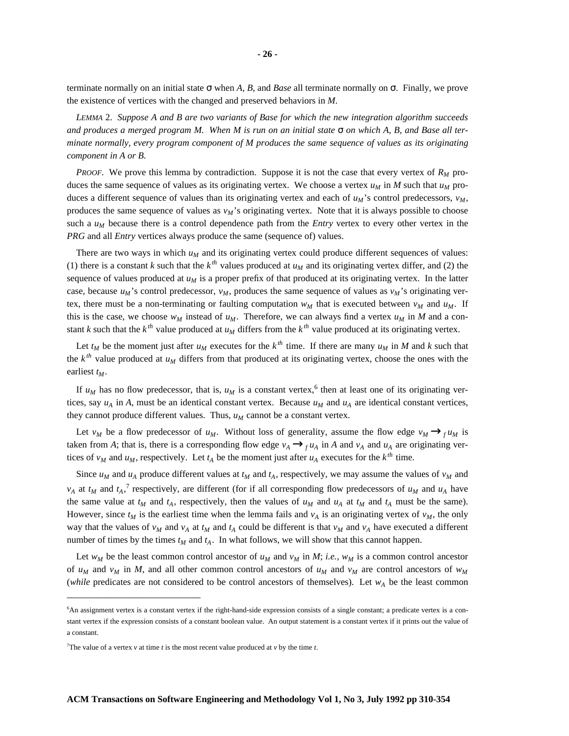terminate normally on an initial state σ when *A*, *B*, and *Base* all terminate normally on σ. Finally, we prove the existence of vertices with the changed and preserved behaviors in *M*.

*LEMMA* 2. *Suppose A and B are two variants of Base for which the new integration algorithm succeeds and produces a merged program M. When M is run on an initial state* σ *on which A, B, and Base all terminate normally, every program component of M produces the same sequence of values as its originating component in A or B.*

*PROOF.* We prove this lemma by contradiction. Suppose it is not the case that every vertex of $R_M$ produces the same sequence of values as its originating vertex. We choose a vertex $u_M$ in *M* such that $u_M$ produces a different sequence of values than its originating vertex and each of $u_M$'s control predecessors, $v_M$, produces the same sequence of values as $v_M$'s originating vertex. Note that it is always possible to choose such a $u_M$ because there is a control dependence path from the *Entry* vertex to every other vertex in the *PRG* and all *Entry* vertices always produce the same (sequence of) values.

There are two ways in which $u_M$ and its originating vertex could produce different sequences of values: (1) there is a constant *k* such that the $k^{th}$ values produced at $u_M$ and its originating vertex differ, and (2) the sequence of values produced at $u_M$ is a proper prefix of that produced at its originating vertex. In the latter case, because $u_M$'s control predecessor, $v_M$, produces the same sequence of values as $v_M$'s originating vertex, there must be a non-terminating or faulting computation $w_M$ that is executed between $v_M$ and $u_M$. If this is the case, we choose $w_M$ instead of $u_M$. Therefore, we can always find a vertex $u_M$ in *M* and a constant *k* such that the $k^{th}$ value produced at $u_M$ differs from the $k^{th}$ value produced at its originating vertex.

Let $t_M$ be the moment just after $u_M$ executes for the $k^{th}$ time. If there are many $u_M$ in *M* and *k* such that the $k^{th}$ value produced at $u_M$ differs from that produced at its originating vertex, choose the ones with the earliest $t_M$.

If $u_M$ has no flow predecessor, that is, $u_M$ is a constant vertex,[6] then at least one of its originating vertices, say $u_A$ in *A*, must be an identical constant vertex. Because $u_M$ and $u_A$ are identical constant vertices, they cannot produce different values. Thus, $u_M$ cannot be a constant vertex.

Let $v_M$ be a flow predecessor of $u_M$. Without loss of generality, assume the flow edge $v_M \longrightarrow_f u_M$ is taken from *A*; that is, there is a corresponding flow edge $v_A \longrightarrow_f u_A$ in *A* and $v_A$ and $u_A$ are originating vertices of $v_M$ and $u_M$, respectively. Let $t_A$ be the moment just after $u_A$ executes for the $k^{th}$ time.

Since $u_M$ and $u_A$ produce different values at $t_M$ and $t_A$, respectively, we may assume the values of $v_M$ and $v_A$ at $t_M$ and $t_A$,[7] respectively, are different (for if all corresponding flow predecessors of $u_M$ and $u_A$ have the same value at $t_M$ and $t_A$, respectively, then the values of $u_M$ and $u_A$ at $t_M$ and $t_A$ must be the same). However, since $t_M$ is the earliest time when the lemma fails and $v_A$ is an originating vertex of $v_M$, the only way that the values of $v_M$ and $v_A$ at $t_M$ and $t_A$ could be different is that $v_M$ and $v_A$ have executed a different number of times by the times $t_M$ and $t_A$. In what follows, we will show that this cannot happen.

Let $w_M$ be the least common control ancestor of $u_M$ and $v_M$ in *M*; *i.e.*, $w_M$ is a common control ancestor of $u_M$ and $v_M$ in *M*, and all other common control ancestors of $u_M$ and $v_M$ are control ancestors of $w_M$ (*while* predicates are not considered to be control ancestors of themselves). Let $w_A$ be the least common

---

[6] An assignment vertex is a constant vertex if the right-hand-side expression consists of a single constant; a predicate vertex is a constant vertex if the expression consists of a constant boolean value. An output statement is a constant vertex if it prints out the value of a constant.

[7] The value of a vertex *v* at time *t* is the most recent value produced at *v* by the time *t*.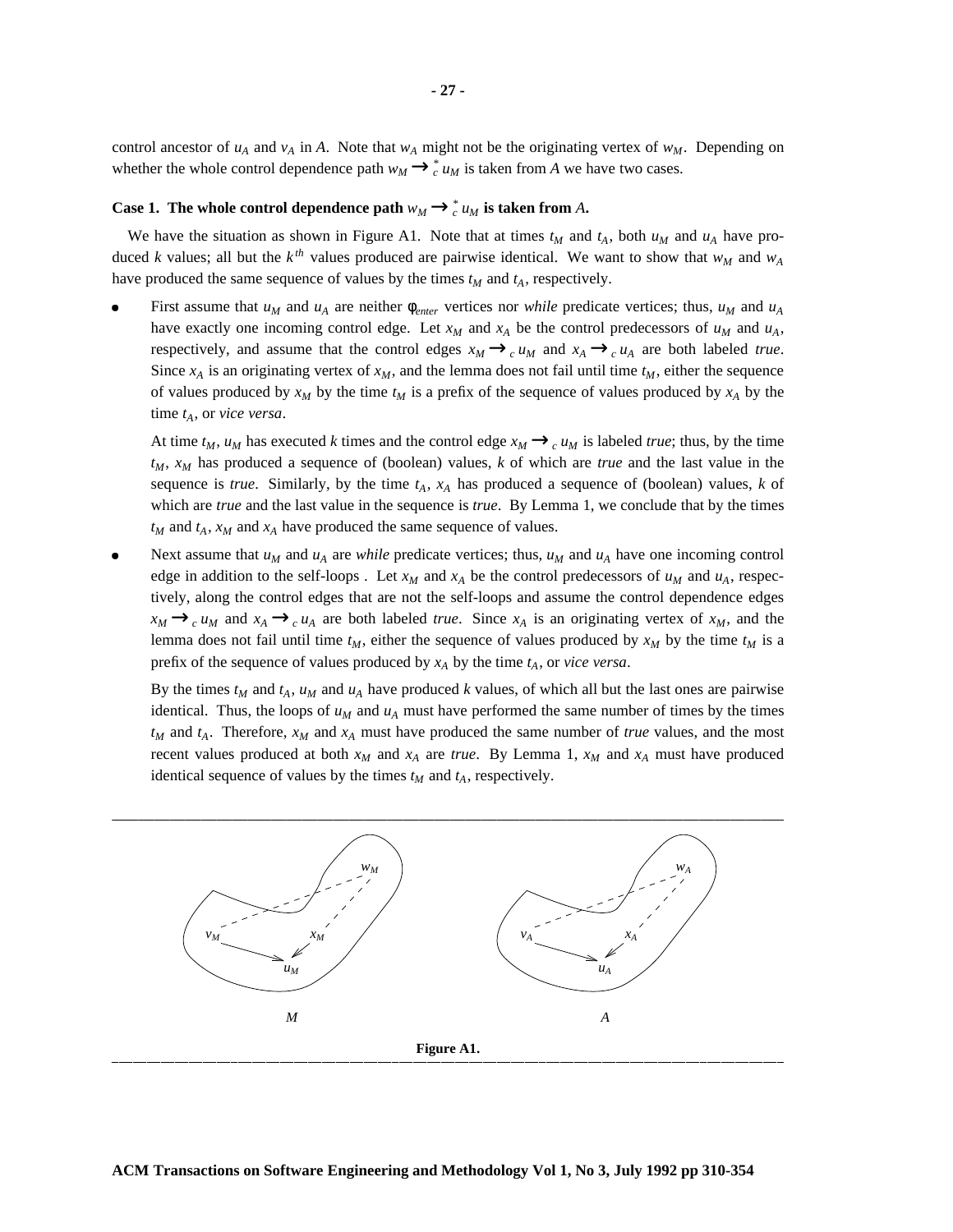control ancestor of $u_A$ and $v_A$ in $A$. Note that $w_A$ might not be the originating vertex of $w_M$. Depending on whether the whole control dependence path $w_M \rightarrow_c^* u_M$ is taken from $A$ we have two cases.

**Case 1. The whole control dependence path $w_M \rightarrow_c^* u_M$ is taken from $A$.**

We have the situation as shown in Figure A1. Note that at times $t_M$ and $t_A$, both $u_M$ and $u_A$ have produced $k$ values; all but the $k^{th}$ values produced are pairwise identical. We want to show that $w_M$ and $w_A$ have produced the same sequence of values by the times $t_M$ and $t_A$, respectively.

- First assume that $u_M$ and $u_A$ are neither $\phi_{enter}$ vertices nor *while* predicate vertices; thus, $u_M$ and $u_A$ have exactly one incoming control edge. Let $x_M$ and $x_A$ be the control predecessors of $u_M$ and $u_A$, respectively, and assume that the control edges $x_M \rightarrow_c u_M$ and $x_A \rightarrow_c u_A$ are both labeled *true*. Since $x_A$ is an originating vertex of $x_M$, and the lemma does not fail until time $t_M$, either the sequence of values produced by $x_M$ by the time $t_M$ is a prefix of the sequence of values produced by $x_A$ by the time $t_A$, or *vice versa*.

  At time $t_M$, $u_M$ has executed $k$ times and the control edge $x_M \rightarrow_c u_M$ is labeled *true*; thus, by the time $t_M$, $x_M$ has produced a sequence of (boolean) values, $k$ of which are *true* and the last value in the sequence is *true*. Similarly, by the time $t_A$, $x_A$ has produced a sequence of (boolean) values, $k$ of which are *true* and the last value in the sequence is *true*. By Lemma 1, we conclude that by the times $t_M$ and $t_A$, $x_M$ and $x_A$ have produced the same sequence of values.

- Next assume that $u_M$ and $u_A$ are *while* predicate vertices; thus, $u_M$ and $u_A$ have one incoming control edge in addition to the self-loops . Let $x_M$ and $x_A$ be the control predecessors of $u_M$ and $u_A$, respectively, along the control edges that are not the self-loops and assume the control dependence edges $x_M \rightarrow_c u_M$ and $x_A \rightarrow_c u_A$ are both labeled *true*. Since $x_A$ is an originating vertex of $x_M$, and the lemma does not fail until time $t_M$, either the sequence of values produced by $x_M$ by the time $t_M$ is a prefix of the sequence of values produced by $x_A$ by the time $t_A$, or *vice versa*.

  By the times $t_M$ and $t_A$, $u_M$ and $u_A$ have produced $k$ values, of which all but the last ones are pairwise identical. Thus, the loops of $u_M$ and $u_A$ must have performed the same number of times by the times $t_M$ and $t_A$. Therefore, $x_M$ and $x_A$ must have produced the same number of *true* values, and the most recent values produced at both $x_M$ and $x_A$ are *true*. By Lemma 1, $x_M$ and $x_A$ must have produced identical sequence of values by the times $t_M$ and $t_A$, respectively.

**Figure A1.**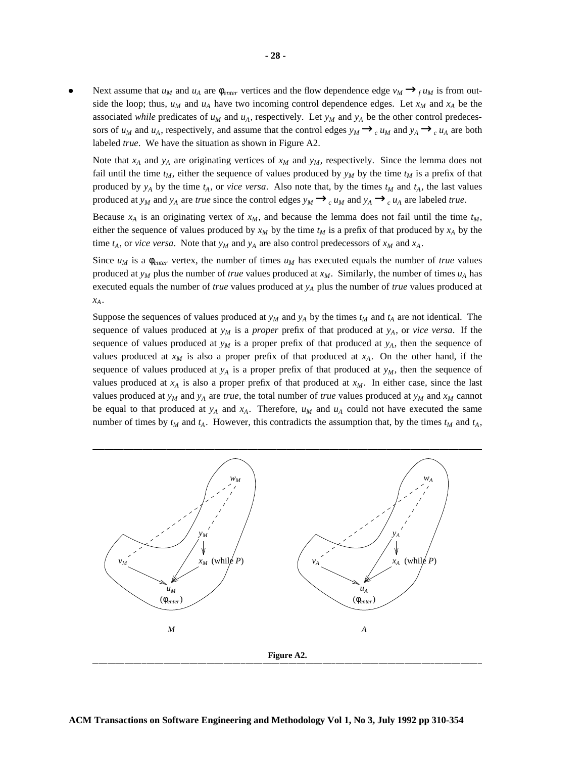- Next assume that $u_M$ and $u_A$ are $\phi_{enter}$ vertices and the flow dependence edge $v_M \longrightarrow_f u_M$ is from outside the loop; thus, $u_M$ and $u_A$ have two incoming control dependence edges. Let $x_M$ and $x_A$ be the associated *while* predicates of $u_M$ and $u_A$, respectively. Let $y_M$ and $y_A$ be the other control predecessors of $u_M$ and $u_A$, respectively, and assume that the control edges $y_M \longrightarrow_c u_M$ and $y_A \longrightarrow_c u_A$ are both labeled *true*. We have the situation as shown in Figure A2.

  Note that $x_A$ and $y_A$ are originating vertices of $x_M$ and $y_M$, respectively. Since the lemma does not fail until the time $t_M$, either the sequence of values produced by $y_M$ by the time $t_M$ is a prefix of that produced by $y_A$ by the time $t_A$, or *vice versa*. Also note that, by the times $t_M$ and $t_A$, the last values produced at $y_M$ and $y_A$ are *true* since the control edges $y_M \longrightarrow_c u_M$ and $y_A \longrightarrow_c u_A$ are labeled *true*.

  Because $x_A$ is an originating vertex of $x_M$, and because the lemma does not fail until the time $t_M$, either the sequence of values produced by $x_M$ by the time $t_M$ is a prefix of that produced by $x_A$ by the time $t_A$, or *vice versa*. Note that $y_M$ and $y_A$ are also control predecessors of $x_M$ and $x_A$.

  Since $u_M$ is a $\phi_{enter}$ vertex, the number of times $u_M$ has executed equals the number of *true* values produced at $y_M$ plus the number of *true* values produced at $x_M$. Similarly, the number of times $u_A$ has executed equals the number of *true* values produced at $y_A$ plus the number of *true* values produced at $x_A$.

  Suppose the sequences of values produced at $y_M$ and $y_A$ by the times $t_M$ and $t_A$ are not identical. The sequence of values produced at $y_M$ is a *proper* prefix of that produced at $y_A$, or *vice versa*. If the sequence of values produced at $y_M$ is a proper prefix of that produced at $y_A$, then the sequence of values produced at $x_M$ is also a proper prefix of that produced at $x_A$. On the other hand, if the sequence of values produced at $y_A$ is a proper prefix of that produced at $y_M$, then the sequence of values produced at $x_A$ is also a proper prefix of that produced at $x_M$. In either case, since the last values produced at $y_M$ and $y_A$ are *true*, the total number of *true* values produced at $y_M$ and $x_M$ cannot be equal to that produced at $y_A$ and $x_A$. Therefore, $u_M$ and $u_A$ could not have executed the same number of times by $t_M$ and $t_A$. However, this contradicts the assumption that, by the times $t_M$ and $t_A$,

**Figure A2.**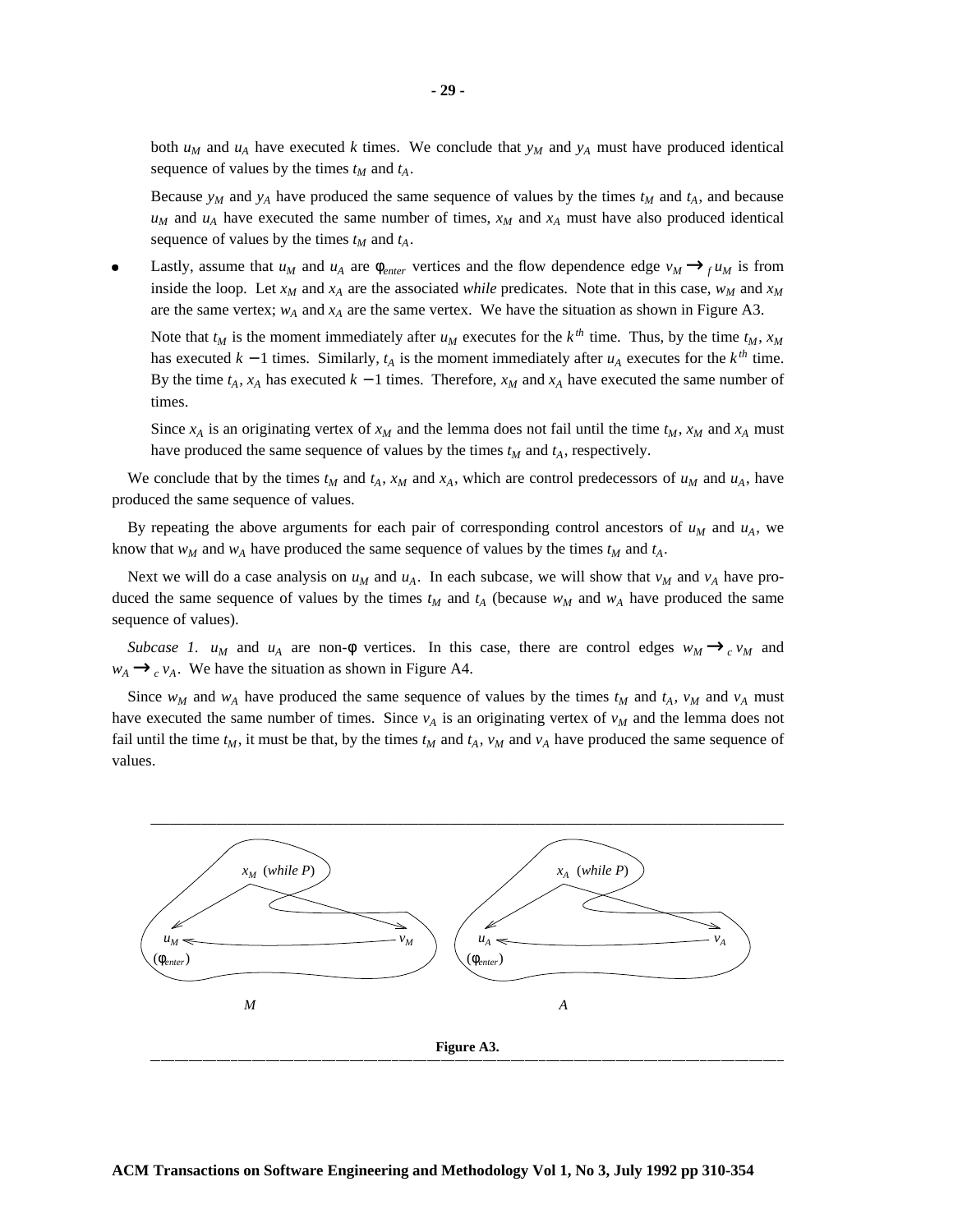both $u_M$ and $u_A$ have executed $k$ times. We conclude that $y_M$ and $y_A$ must have produced identical sequence of values by the times $t_M$ and $t_A$.

Because $y_M$ and $y_A$ have produced the same sequence of values by the times $t_M$ and $t_A$, and because $u_M$ and $u_A$ have executed the same number of times, $x_M$ and $x_A$ must have also produced identical sequence of values by the times $t_M$ and $t_A$.

- Lastly, assume that $u_M$ and $u_A$ are $\phi_{enter}$ vertices and the flow dependence edge $v_M \longrightarrow_f u_M$ is from inside the loop. Let $x_M$ and $x_A$ are the associated *while* predicates. Note that in this case, $w_M$ and $x_M$ are the same vertex; $w_A$ and $x_A$ are the same vertex. We have the situation as shown in Figure A3.

  Note that $t_M$ is the moment immediately after $u_M$ executes for the $k^{th}$ time. Thus, by the time $t_M$, $x_M$ has executed $k-1$ times. Similarly, $t_A$ is the moment immediately after $u_A$ executes for the $k^{th}$ time. By the time $t_A$, $x_A$ has executed $k-1$ times. Therefore, $x_M$ and $x_A$ have executed the same number of times.

  Since $x_A$ is an originating vertex of $x_M$ and the lemma does not fail until the time $t_M$, $x_M$ and $x_A$ must have produced the same sequence of values by the times $t_M$ and $t_A$, respectively.

We conclude that by the times $t_M$ and $t_A$, $x_M$ and $x_A$, which are control predecessors of $u_M$ and $u_A$, have produced the same sequence of values.

By repeating the above arguments for each pair of corresponding control ancestors of $u_M$ and $u_A$, we know that $w_M$ and $w_A$ have produced the same sequence of values by the times $t_M$ and $t_A$.

Next we will do a case analysis on $u_M$ and $u_A$. In each subcase, we will show that $v_M$ and $v_A$ have produced the same sequence of values by the times $t_M$ and $t_A$ (because $w_M$ and $w_A$ have produced the same sequence of values).

*Subcase 1.* $u_M$ and $u_A$ are non-$\phi$ vertices. In this case, there are control edges $w_M \longrightarrow_c v_M$ and $w_A \longrightarrow_c v_A$. We have the situation as shown in Figure A4.

Since $w_M$ and $w_A$ have produced the same sequence of values by the times $t_M$ and $t_A$, $v_M$ and $v_A$ must have executed the same number of times. Since $v_A$ is an originating vertex of $v_M$ and the lemma does not fail until the time $t_M$, it must be that, by the times $t_M$ and $t_A$, $v_M$ and $v_A$ have produced the same sequence of values.

**Figure A3.**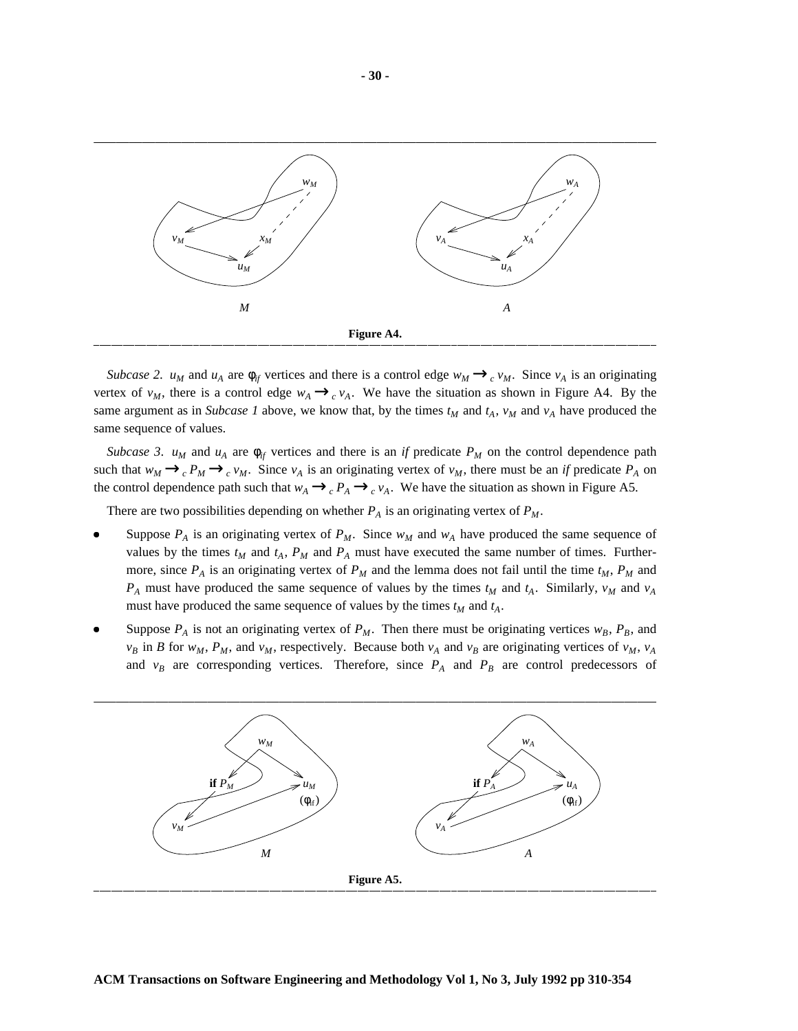Figure A4.

*Subcase 2*. $u_M$ and $u_A$ are $\phi_{if}$ vertices and there is a control edge $w_M \rightarrow_c v_M$. Since $v_A$ is an originating vertex of $v_M$, there is a control edge $w_A \rightarrow_c v_A$. We have the situation as shown in Figure A4. By the same argument as in *Subcase 1* above, we know that, by the times $t_M$ and $t_A$, $v_M$ and $v_A$ have produced the same sequence of values.

*Subcase 3*. $u_M$ and $u_A$ are $\phi_{if}$ vertices and there is an *if* predicate $P_M$ on the control dependence path such that $w_M \rightarrow_c P_M \rightarrow_c v_M$. Since $v_A$ is an originating vertex of $v_M$, there must be an *if* predicate $P_A$ on the control dependence path such that $w_A \rightarrow_c P_A \rightarrow_c v_A$. We have the situation as shown in Figure A5.

There are two possibilities depending on whether $P_A$ is an originating vertex of $P_M$.

- Suppose $P_A$ is an originating vertex of $P_M$. Since $w_M$ and $w_A$ have produced the same sequence of values by the times $t_M$ and $t_A$, $P_M$ and $P_A$ must have executed the same number of times. Furthermore, since $P_A$ is an originating vertex of $P_M$ and the lemma does not fail until the time $t_M$, $P_M$ and $P_A$ must have produced the same sequence of values by the times $t_M$ and $t_A$. Similarly, $v_M$ and $v_A$ must have produced the same sequence of values by the times $t_M$ and $t_A$.
- Suppose $P_A$ is not an originating vertex of $P_M$. Then there must be originating vertices $w_B$, $P_B$, and $v_B$ in $B$ for $w_M$, $P_M$, and $v_M$, respectively. Because both $v_A$ and $v_B$ are originating vertices of $v_M$, $v_A$ and $v_B$ are corresponding vertices. Therefore, since $P_A$ and $P_B$ are control predecessors of

Figure A5.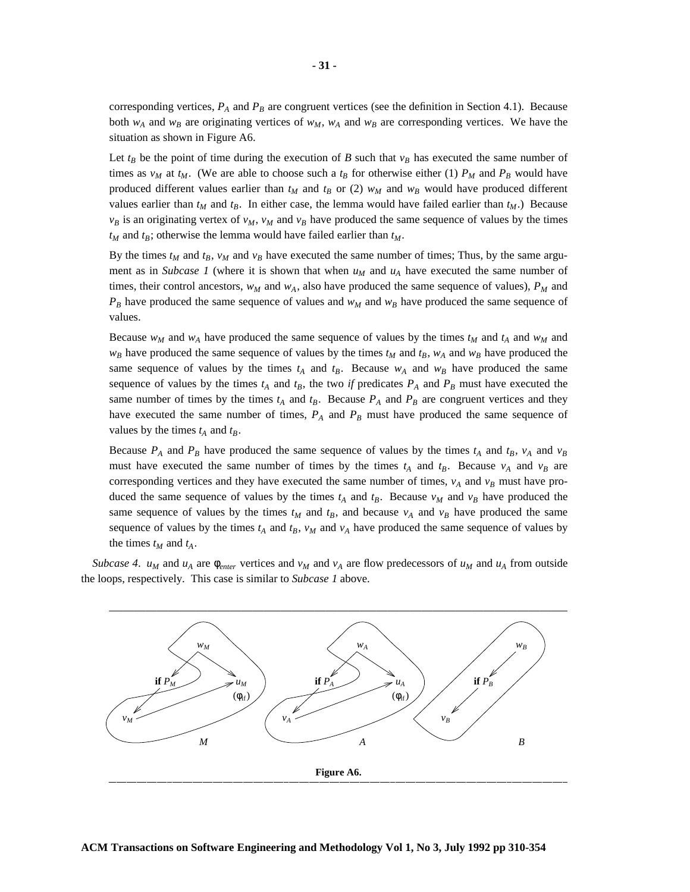corresponding vertices, $P_A$ and $P_B$ are congruent vertices (see the definition in Section 4.1). Because both $w_A$ and $w_B$ are originating vertices of $w_M$, $w_A$ and $w_B$ are corresponding vertices. We have the situation as shown in Figure A6.

Let $t_B$ be the point of time during the execution of $B$ such that $v_B$ has executed the same number of times as $v_M$ at $t_M$. (We are able to choose such a $t_B$ for otherwise either (1) $P_M$ and $P_B$ would have produced different values earlier than $t_M$ and $t_B$ or (2) $w_M$ and $w_B$ would have produced different values earlier than $t_M$ and $t_B$. In either case, the lemma would have failed earlier than $t_M$.) Because $v_B$ is an originating vertex of $v_M$, $v_M$ and $v_B$ have produced the same sequence of values by the times $t_M$ and $t_B$; otherwise the lemma would have failed earlier than $t_M$.

By the times $t_M$ and $t_B$, $v_M$ and $v_B$ have executed the same number of times; Thus, by the same argument as in *Subcase 1* (where it is shown that when $u_M$ and $u_A$ have executed the same number of times, their control ancestors, $w_M$ and $w_A$, also have produced the same sequence of values), $P_M$ and $P_B$ have produced the same sequence of values and $w_M$ and $w_B$ have produced the same sequence of values.

Because $w_M$ and $w_A$ have produced the same sequence of values by the times $t_M$ and $t_A$ and $w_M$ and $w_B$ have produced the same sequence of values by the times $t_M$ and $t_B$, $w_A$ and $w_B$ have produced the same sequence of values by the times $t_A$ and $t_B$. Because $w_A$ and $w_B$ have produced the same sequence of values by the times $t_A$ and $t_B$, the two *if* predicates $P_A$ and $P_B$ must have executed the same number of times by the times $t_A$ and $t_B$. Because $P_A$ and $P_B$ are congruent vertices and they have executed the same number of times, $P_A$ and $P_B$ must have produced the same sequence of values by the times $t_A$ and $t_B$.

Because $P_A$ and $P_B$ have produced the same sequence of values by the times $t_A$ and $t_B$, $v_A$ and $v_B$ must have executed the same number of times by the times $t_A$ and $t_B$. Because $v_A$ and $v_B$ are corresponding vertices and they have executed the same number of times, $v_A$ and $v_B$ must have produced the same sequence of values by the times $t_A$ and $t_B$. Because $v_M$ and $v_B$ have produced the same sequence of values by the times $t_M$ and $t_B$, and because $v_A$ and $v_B$ have produced the same sequence of values by the times $t_A$ and $t_B$, $v_M$ and $v_A$ have produced the same sequence of values by the times $t_M$ and $t_A$.

*Subcase 4*. $u_M$ and $u_A$ are $\phi_{enter}$ vertices and $v_M$ and $v_A$ are flow predecessors of $u_M$ and $u_A$ from outside the loops, respectively. This case is similar to *Subcase 1* above.

**Figure A6.**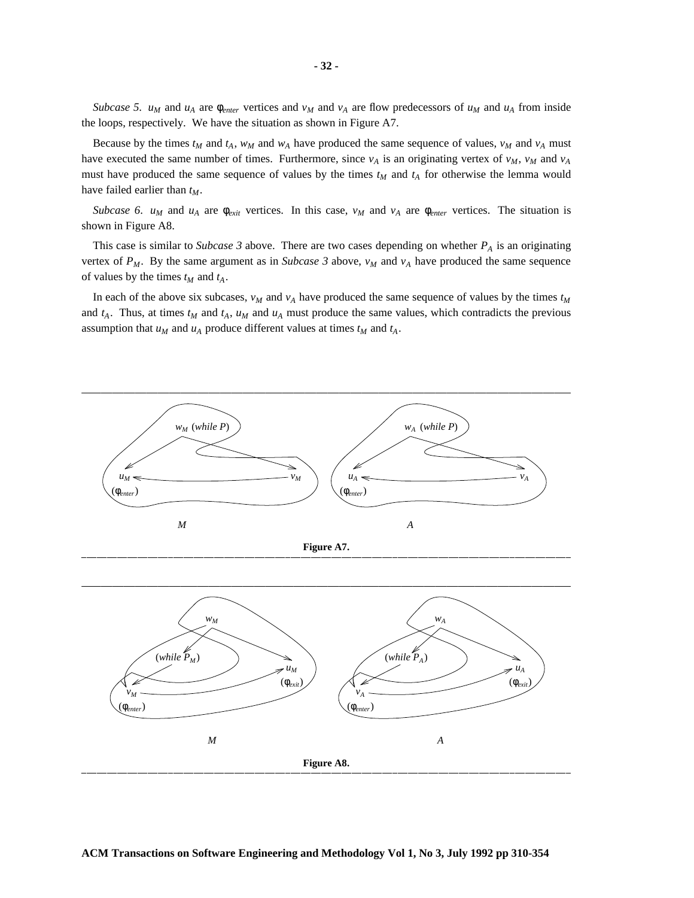*Subcase 5.* $u_M$ and $u_A$ are $\phi_{enter}$ vertices and $v_M$ and $v_A$ are flow predecessors of $u_M$ and $u_A$ from inside the loops, respectively. We have the situation as shown in Figure A7.

Because by the times $t_M$ and $t_A$, $w_M$ and $w_A$ have produced the same sequence of values, $v_M$ and $v_A$ must have executed the same number of times. Furthermore, since $v_A$ is an originating vertex of $v_M$, $v_M$ and $v_A$ must have produced the same sequence of values by the times $t_M$ and $t_A$ for otherwise the lemma would have failed earlier than $t_M$.

*Subcase 6.* $u_M$ and $u_A$ are $\phi_{exit}$ vertices. In this case, $v_M$ and $v_A$ are $\phi_{enter}$ vertices. The situation is shown in Figure A8.

This case is similar to *Subcase 3* above. There are two cases depending on whether $P_A$ is an originating vertex of $P_M$. By the same argument as in *Subcase 3* above, $v_M$ and $v_A$ have produced the same sequence of values by the times $t_M$ and $t_A$.

In each of the above six subcases, $v_M$ and $v_A$ have produced the same sequence of values by the times $t_M$ and $t_A$. Thus, at times $t_M$ and $t_A$, $u_M$ and $u_A$ must produce the same values, which contradicts the previous assumption that $u_M$ and $u_A$ produce different values at times $t_M$ and $t_A$.

**Figure A7.**

**Figure A8.**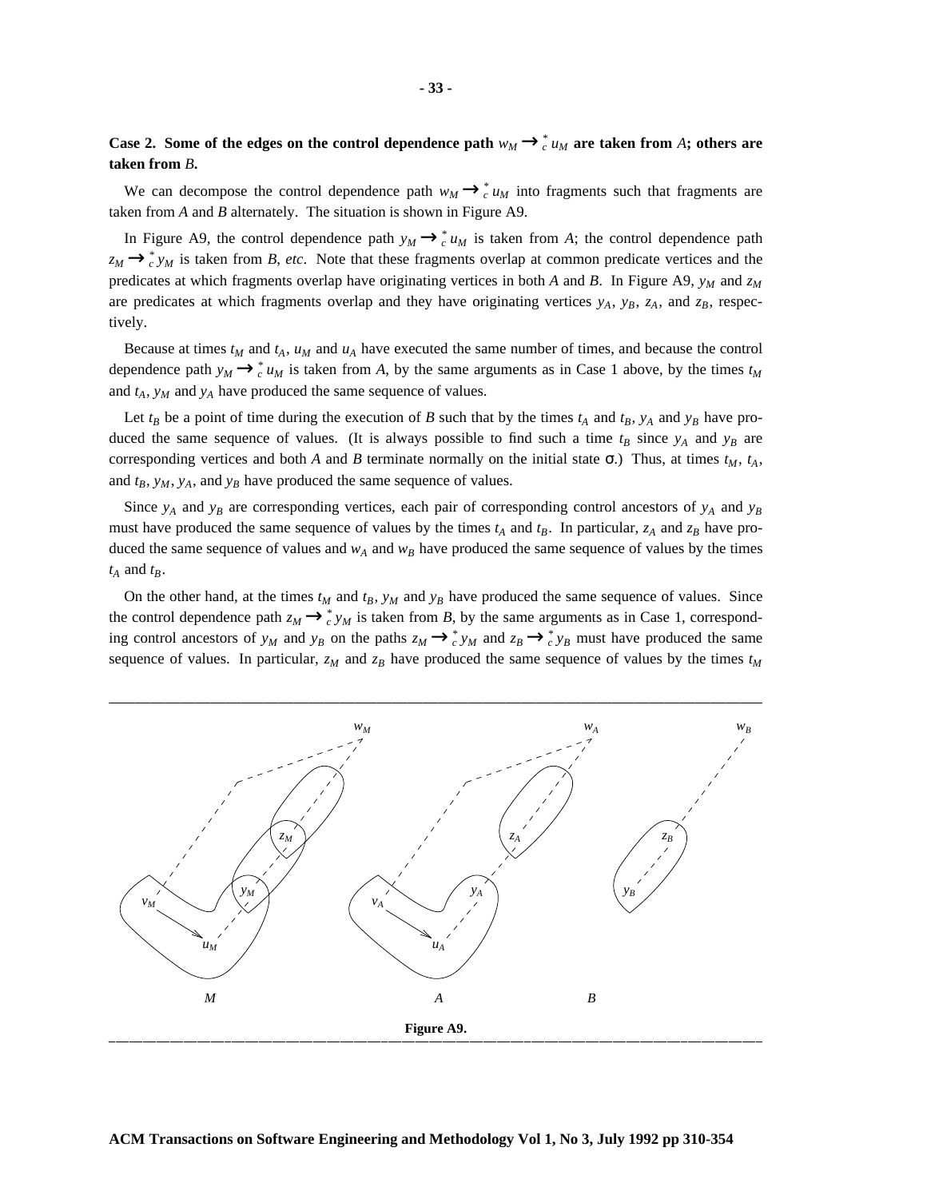**Case 2. Some of the edges on the control dependence path $w_M \rightarrow_c^* u_M$ are taken from $A$; others are taken from $B$.**

We can decompose the control dependence path $w_M \rightarrow_c^* u_M$ into fragments such that fragments are taken from $A$ and $B$ alternately. The situation is shown in Figure A9.

In Figure A9, the control dependence path $y_M \rightarrow_c^* u_M$ is taken from $A$; the control dependence path $z_M \rightarrow_c^* y_M$ is taken from $B$, *etc*. Note that these fragments overlap at common predicate vertices and the predicates at which fragments overlap have originating vertices in both $A$ and $B$. In Figure A9, $y_M$ and $z_M$ are predicates at which fragments overlap and they have originating vertices $y_A$, $y_B$, $z_A$, and $z_B$, respectively.

Because at times $t_M$ and $t_A$, $u_M$ and $u_A$ have executed the same number of times, and because the control dependence path $y_M \rightarrow_c^* u_M$ is taken from $A$, by the same arguments as in Case 1 above, by the times $t_M$ and $t_A$, $y_M$ and $y_A$ have produced the same sequence of values.

Let $t_B$ be a point of time during the execution of $B$ such that by the times $t_A$ and $t_B$, $y_A$ and $y_B$ have produced the same sequence of values. (It is always possible to find such a time $t_B$ since $y_A$ and $y_B$ are corresponding vertices and both $A$ and $B$ terminate normally on the initial state $\sigma$.) Thus, at times $t_M$, $t_A$, and $t_B$, $y_M$, $y_A$, and $y_B$ have produced the same sequence of values.

Since $y_A$ and $y_B$ are corresponding vertices, each pair of corresponding control ancestors of $y_A$ and $y_B$ must have produced the same sequence of values by the times $t_A$ and $t_B$. In particular, $z_A$ and $z_B$ have produced the same sequence of values and $w_A$ and $w_B$ have produced the same sequence of values by the times $t_A$ and $t_B$.

On the other hand, at the times $t_M$ and $t_B$, $y_M$ and $y_B$ have produced the same sequence of values. Since the control dependence path $z_M \rightarrow_c^* y_M$ is taken from $B$, by the same arguments as in Case 1, corresponding control ancestors of $y_M$ and $y_B$ on the paths $z_M \rightarrow_c^* y_M$ and $z_B \rightarrow_c^* y_B$ must have produced the same sequence of values. In particular, $z_M$ and $z_B$ have produced the same sequence of values by the times $t_M$

**Figure A9.**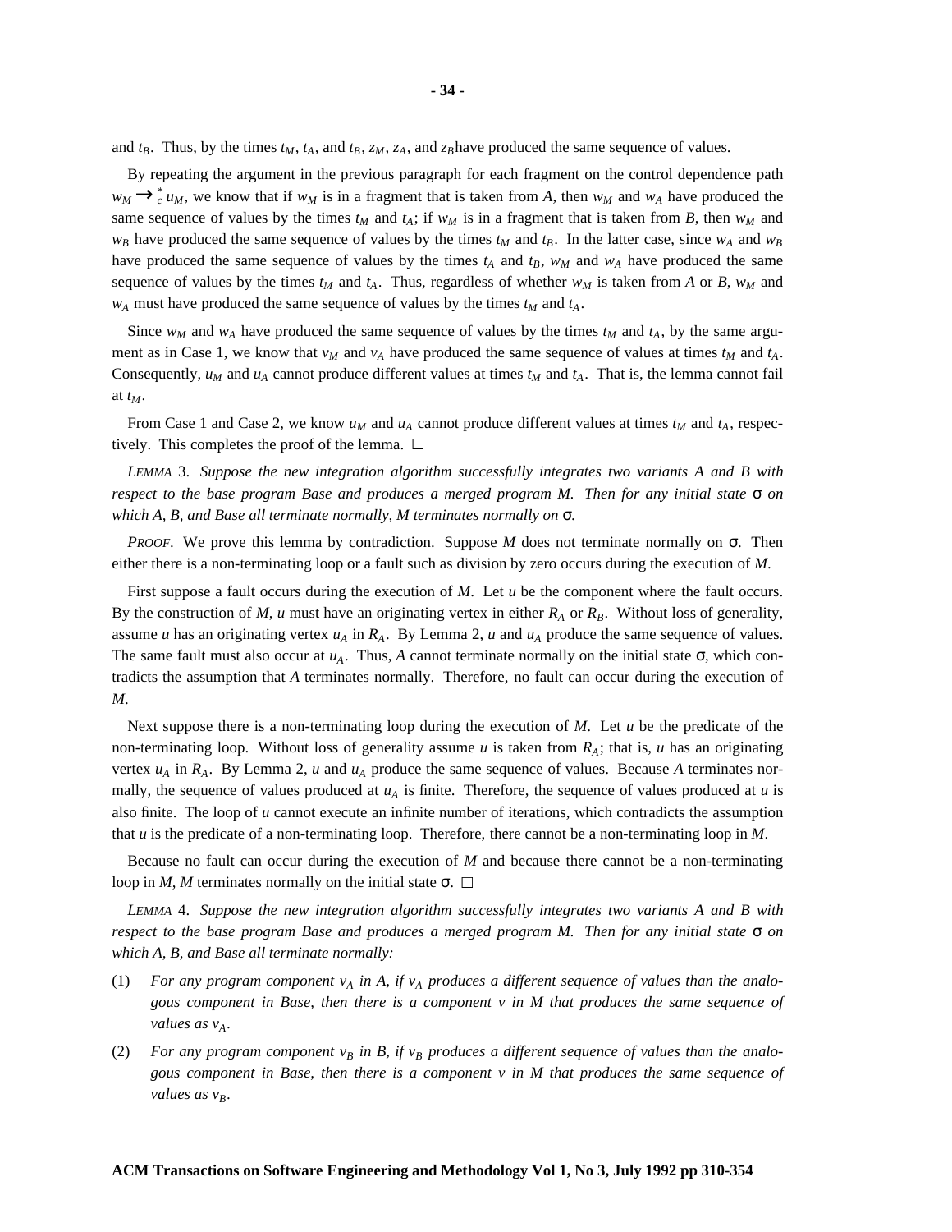and $t_B$. Thus, by the times $t_M$, $t_A$, and $t_B$, $z_M$, $z_A$, and $z_B$ have produced the same sequence of values.

By repeating the argument in the previous paragraph for each fragment on the control dependence path $w_M \longrightarrow_c^* u_M$, we know that if $w_M$ is in a fragment that is taken from $A$, then $w_M$ and $w_A$ have produced the same sequence of values by the times $t_M$ and $t_A$; if $w_M$ is in a fragment that is taken from $B$, then $w_M$ and $w_B$ have produced the same sequence of values by the times $t_M$ and $t_B$. In the latter case, since $w_A$ and $w_B$ have produced the same sequence of values by the times $t_A$ and $t_B$, $w_M$ and $w_A$ have produced the same sequence of values by the times $t_M$ and $t_A$. Thus, regardless of whether $w_M$ is taken from $A$ or $B$, $w_M$ and $w_A$ must have produced the same sequence of values by the times $t_M$ and $t_A$.

Since $w_M$ and $w_A$ have produced the same sequence of values by the times $t_M$ and $t_A$, by the same argument as in Case 1, we know that $v_M$ and $v_A$ have produced the same sequence of values at times $t_M$ and $t_A$. Consequently, $u_M$ and $u_A$ cannot produce different values at times $t_M$ and $t_A$. That is, the lemma cannot fail at $t_M$.

From Case 1 and Case 2, we know $u_M$ and $u_A$ cannot produce different values at times $t_M$ and $t_A$, respectively. This completes the proof of the lemma. □

*LEMMA* 3. *Suppose the new integration algorithm successfully integrates two variants A and B with respect to the base program Base and produces a merged program M. Then for any initial state* σ *on which A, B, and Base all terminate normally, M terminates normally on* σ.

*PROOF*. We prove this lemma by contradiction. Suppose *M* does not terminate normally on σ. Then either there is a non-terminating loop or a fault such as division by zero occurs during the execution of *M*.

First suppose a fault occurs during the execution of *M*. Let *u* be the component where the fault occurs. By the construction of *M*, *u* must have an originating vertex in either $R_A$ or $R_B$. Without loss of generality, assume *u* has an originating vertex $u_A$ in $R_A$. By Lemma 2, *u* and $u_A$ produce the same sequence of values. The same fault must also occur at $u_A$. Thus, *A* cannot terminate normally on the initial state σ, which contradicts the assumption that *A* terminates normally. Therefore, no fault can occur during the execution of *M*.

Next suppose there is a non-terminating loop during the execution of *M*. Let *u* be the predicate of the non-terminating loop. Without loss of generality assume *u* is taken from $R_A$; that is, *u* has an originating vertex $u_A$ in $R_A$. By Lemma 2, *u* and $u_A$ produce the same sequence of values. Because *A* terminates normally, the sequence of values produced at $u_A$ is finite. Therefore, the sequence of values produced at *u* is also finite. The loop of *u* cannot execute an infinite number of iterations, which contradicts the assumption that *u* is the predicate of a non-terminating loop. Therefore, there cannot be a non-terminating loop in *M*.

Because no fault can occur during the execution of *M* and because there cannot be a non-terminating loop in *M*, *M* terminates normally on the initial state σ. □

*LEMMA* 4. *Suppose the new integration algorithm successfully integrates two variants A and B with respect to the base program Base and produces a merged program M. Then for any initial state* σ *on which A, B, and Base all terminate normally:*

(1) *For any program component $v_A$ in A, if $v_A$ produces a different sequence of values than the analogous component in Base, then there is a component v in M that produces the same sequence of values as $v_A$.*

(2) *For any program component $v_B$ in B, if $v_B$ produces a different sequence of values than the analogous component in Base, then there is a component v in M that produces the same sequence of values as $v_B$.*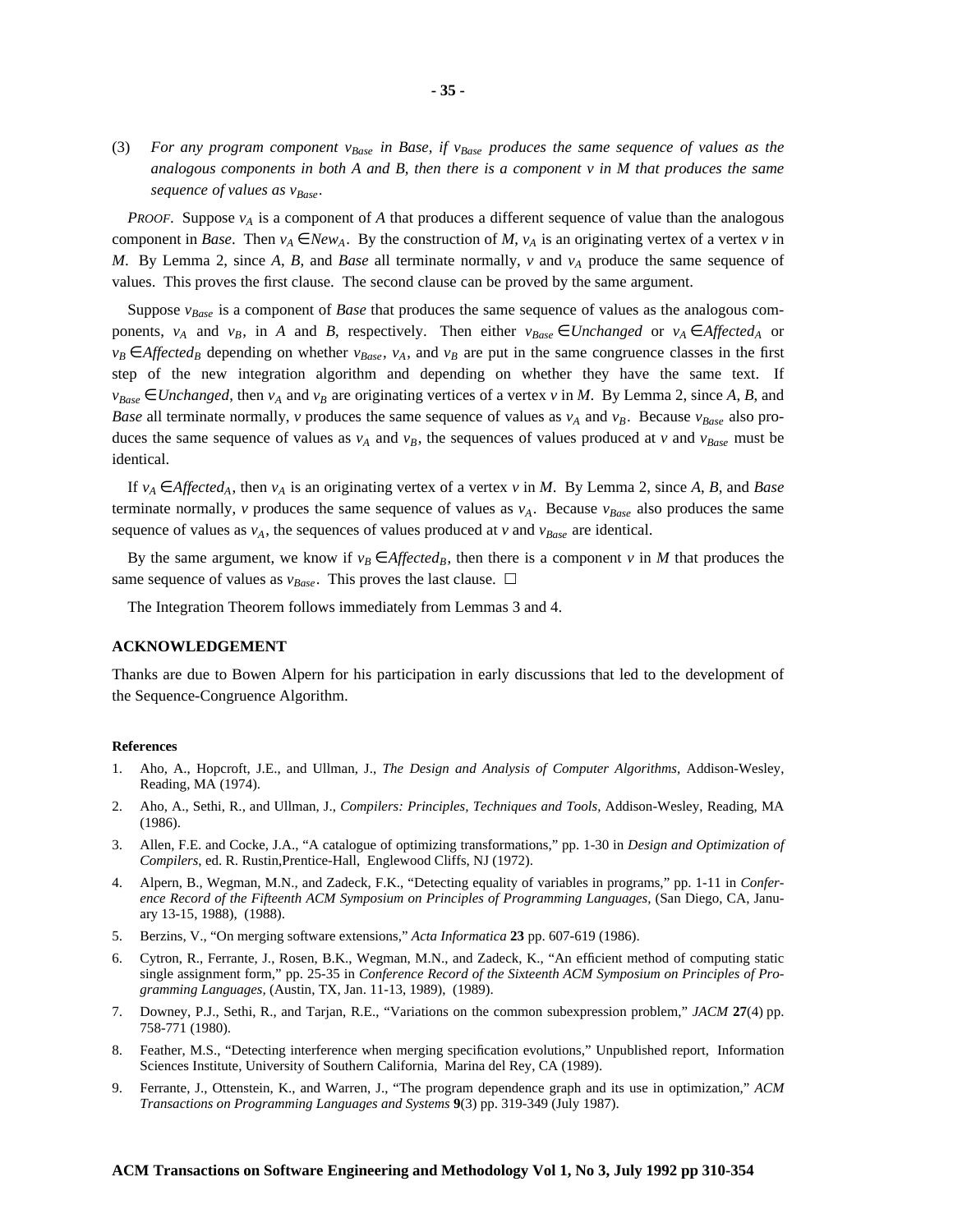(3) *For any program component $v_{Base}$ in Base, if $v_{Base}$ produces the same sequence of values as the analogous components in both A and B, then there is a component v in M that produces the same sequence of values as $v_{Base}$.*

*PROOF.* Suppose $v_A$ is a component of *A* that produces a different sequence of value than the analogous component in *Base*. Then $v_A \in New_A$. By the construction of *M*, $v_A$ is an originating vertex of a vertex *v* in *M*. By Lemma 2, since *A*, *B*, and *Base* all terminate normally, *v* and $v_A$ produce the same sequence of values. This proves the first clause. The second clause can be proved by the same argument.

Suppose $v_{Base}$ is a component of *Base* that produces the same sequence of values as the analogous components, $v_A$ and $v_B$, in *A* and *B*, respectively. Then either $v_{Base} \in Unchanged$ or $v_A \in Affected_A$ or $v_B \in Affected_B$ depending on whether $v_{Base}$, $v_A$, and $v_B$ are put in the same congruence classes in the first step of the new integration algorithm and depending on whether they have the same text. If $v_{Base} \in Unchanged$, then $v_A$ and $v_B$ are originating vertices of a vertex *v* in *M*. By Lemma 2, since *A*, *B*, and *Base* all terminate normally, *v* produces the same sequence of values as $v_A$ and $v_B$. Because $v_{Base}$ also produces the same sequence of values as $v_A$ and $v_B$, the sequences of values produced at *v* and $v_{Base}$ must be identical.

If $v_A \in Affected_A$, then $v_A$ is an originating vertex of a vertex *v* in *M*. By Lemma 2, since *A*, *B*, and *Base* terminate normally, *v* produces the same sequence of values as $v_A$. Because $v_{Base}$ also produces the same sequence of values as $v_A$, the sequences of values produced at *v* and $v_{Base}$ are identical.

By the same argument, we know if $v_B \in Affected_B$, then there is a component *v* in *M* that produces the same sequence of values as $v_{Base}$. This proves the last clause. □

The Integration Theorem follows immediately from Lemmas 3 and 4.

## ACKNOWLEDGEMENT

Thanks are due to Bowen Alpern for his participation in early discussions that led to the development of the Sequence-Congruence Algorithm.

### References

1. Aho, A., Hopcroft, J.E., and Ullman, J., *The Design and Analysis of Computer Algorithms*, Addison-Wesley, Reading, MA (1974).
2. Aho, A., Sethi, R., and Ullman, J., *Compilers: Principles, Techniques and Tools*, Addison-Wesley, Reading, MA (1986).
3. Allen, F.E. and Cocke, J.A., "A catalogue of optimizing transformations," pp. 1-30 in *Design and Optimization of Compilers*, ed. R. Rustin,Prentice-Hall, Englewood Cliffs, NJ (1972).
4. Alpern, B., Wegman, M.N., and Zadeck, F.K., "Detecting equality of variables in programs," pp. 1-11 in *Conference Record of the Fifteenth ACM Symposium on Principles of Programming Languages*, (San Diego, CA, January 13-15, 1988), (1988).
5. Berzins, V., "On merging software extensions," *Acta Informatica* **23** pp. 607-619 (1986).
6. Cytron, R., Ferrante, J., Rosen, B.K., Wegman, M.N., and Zadeck, K., "An efficient method of computing static single assignment form," pp. 25-35 in *Conference Record of the Sixteenth ACM Symposium on Principles of Programming Languages*, (Austin, TX, Jan. 11-13, 1989), (1989).
7. Downey, P.J., Sethi, R., and Tarjan, R.E., "Variations on the common subexpression problem," *JACM* **27**(4) pp. 758-771 (1980).
8. Feather, M.S., "Detecting interference when merging specification evolutions," Unpublished report, Information Sciences Institute, University of Southern California, Marina del Rey, CA (1989).
9. Ferrante, J., Ottenstein, K., and Warren, J., "The program dependence graph and its use in optimization," *ACM Transactions on Programming Languages and Systems* **9**(3) pp. 319-349 (July 1987).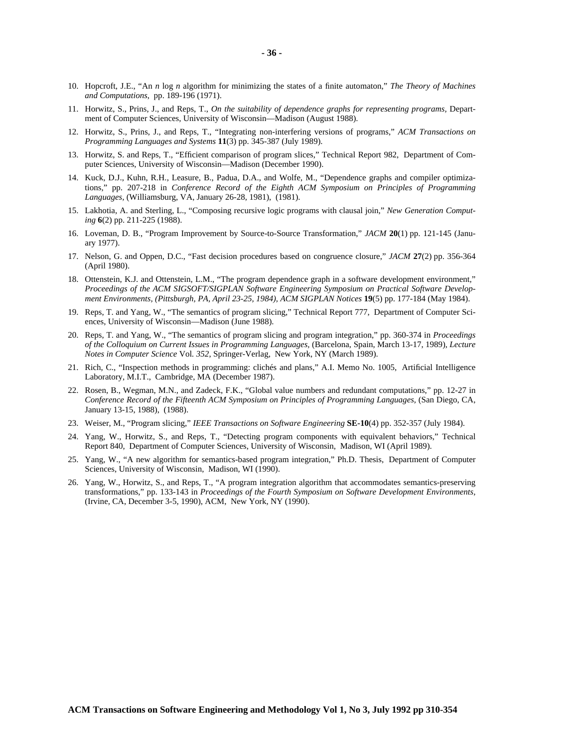10. Hopcroft, J.E., "An $n$ log $n$ algorithm for minimizing the states of a finite automaton," *The Theory of Machines and Computations*, pp. 189-196 (1971).

11. Horwitz, S., Prins, J., and Reps, T., *On the suitability of dependence graphs for representing programs*, Department of Computer Sciences, University of Wisconsin—Madison (August 1988).

12. Horwitz, S., Prins, J., and Reps, T., "Integrating non-interfering versions of programs," *ACM Transactions on Programming Languages and Systems* **11**(3) pp. 345-387 (July 1989).

13. Horwitz, S. and Reps, T., "Efficient comparison of program slices," Technical Report 982, Department of Computer Sciences, University of Wisconsin—Madison (December 1990).

14. Kuck, D.J., Kuhn, R.H., Leasure, B., Padua, D.A., and Wolfe, M., "Dependence graphs and compiler optimizations," pp. 207-218 in *Conference Record of the Eighth ACM Symposium on Principles of Programming Languages*, (Williamsburg, VA, January 26-28, 1981), (1981).

15. Lakhotia, A. and Sterling, L., "Composing recursive logic programs with clausal join," *New Generation Computing* **6**(2) pp. 211-225 (1988).

16. Loveman, D. B., "Program Improvement by Source-to-Source Transformation," *JACM* **20**(1) pp. 121-145 (January 1977).

17. Nelson, G. and Oppen, D.C., "Fast decision procedures based on congruence closure," *JACM* **27**(2) pp. 356-364 (April 1980).

18. Ottenstein, K.J. and Ottenstein, L.M., "The program dependence graph in a software development environment," *Proceedings of the ACM SIGSOFT/SIGPLAN Software Engineering Symposium on Practical Software Development Environments, (Pittsburgh, PA, April 23-25, 1984), ACM SIGPLAN Notices* **19**(5) pp. 177-184 (May 1984).

19. Reps, T. and Yang, W., "The semantics of program slicing," Technical Report 777, Department of Computer Sciences, University of Wisconsin—Madison (June 1988).

20. Reps, T. and Yang, W., "The semantics of program slicing and program integration," pp. 360-374 in *Proceedings of the Colloquium on Current Issues in Programming Languages*, (Barcelona, Spain, March 13-17, 1989), *Lecture Notes in Computer Science* Vol. *352*, Springer-Verlag, New York, NY (March 1989).

21. Rich, C., "Inspection methods in programming: clichés and plans," A.I. Memo No. 1005, Artificial Intelligence Laboratory, M.I.T., Cambridge, MA (December 1987).

22. Rosen, B., Wegman, M.N., and Zadeck, F.K., "Global value numbers and redundant computations," pp. 12-27 in *Conference Record of the Fifteenth ACM Symposium on Principles of Programming Languages*, (San Diego, CA, January 13-15, 1988), (1988).

23. Weiser, M., "Program slicing," *IEEE Transactions on Software Engineering* **SE-10**(4) pp. 352-357 (July 1984).

24. Yang, W., Horwitz, S., and Reps, T., "Detecting program components with equivalent behaviors," Technical Report 840, Department of Computer Sciences, University of Wisconsin, Madison, WI (April 1989).

25. Yang, W., "A new algorithm for semantics-based program integration," Ph.D. Thesis, Department of Computer Sciences, University of Wisconsin, Madison, WI (1990).

26. Yang, W., Horwitz, S., and Reps, T., "A program integration algorithm that accommodates semantics-preserving transformations," pp. 133-143 in *Proceedings of the Fourth Symposium on Software Development Environments*, (Irvine, CA, December 3-5, 1990), ACM, New York, NY (1990).